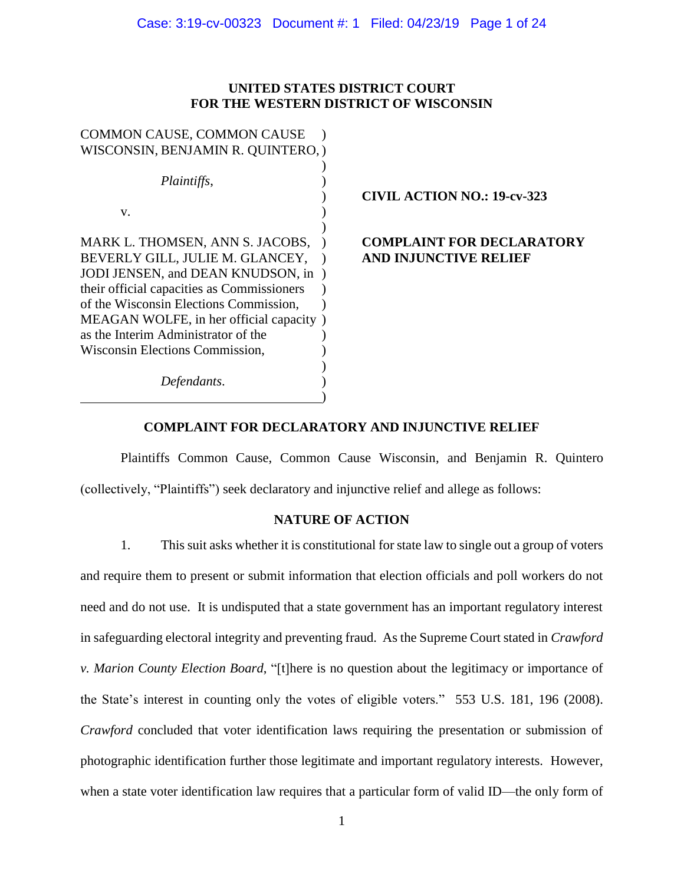**UNITED STATES DISTRICT COURT**
**FOR THE WESTERN DISTRICT OF WISCONSIN**

| | |
|---|---|
| COMMON CAUSE, COMMON CAUSE WISCONSIN, BENJAMIN R. QUINTERO, | |
| *Plaintiffs*, | **CIVIL ACTION NO.: 19-cv-323** |
| v. | |
| MARK L. THOMSEN, ANN S. JACOBS, BEVERLY GILL, JULIE M. GLANCEY, JODI JENSEN, and DEAN KNUDSON, in their official capacities as Commissioners of the Wisconsin Elections Commission, MEAGAN WOLFE, in her official capacity as the Interim Administrator of the Wisconsin Elections Commission, | **COMPLAINT FOR DECLARATORY AND INJUNCTIVE RELIEF** |
| *Defendants*. | |

## COMPLAINT FOR DECLARATORY AND INJUNCTIVE RELIEF

Plaintiffs Common Cause, Common Cause Wisconsin, and Benjamin R. Quintero (collectively, "Plaintiffs") seek declaratory and injunctive relief and allege as follows:

### NATURE OF ACTION

1. This suit asks whether it is constitutional for state law to single out a group of voters and require them to present or submit information that election officials and poll workers do not need and do not use. It is undisputed that a state government has an important regulatory interest in safeguarding electoral integrity and preventing fraud. As the Supreme Court stated in *Crawford v. Marion County Election Board*, "[t]here is no question about the legitimacy or importance of the State's interest in counting only the votes of eligible voters." 553 U.S. 181, 196 (2008). *Crawford* concluded that voter identification laws requiring the presentation or submission of photographic identification further those legitimate and important regulatory interests. However, when a state voter identification law requires that a particular form of valid ID—the only form of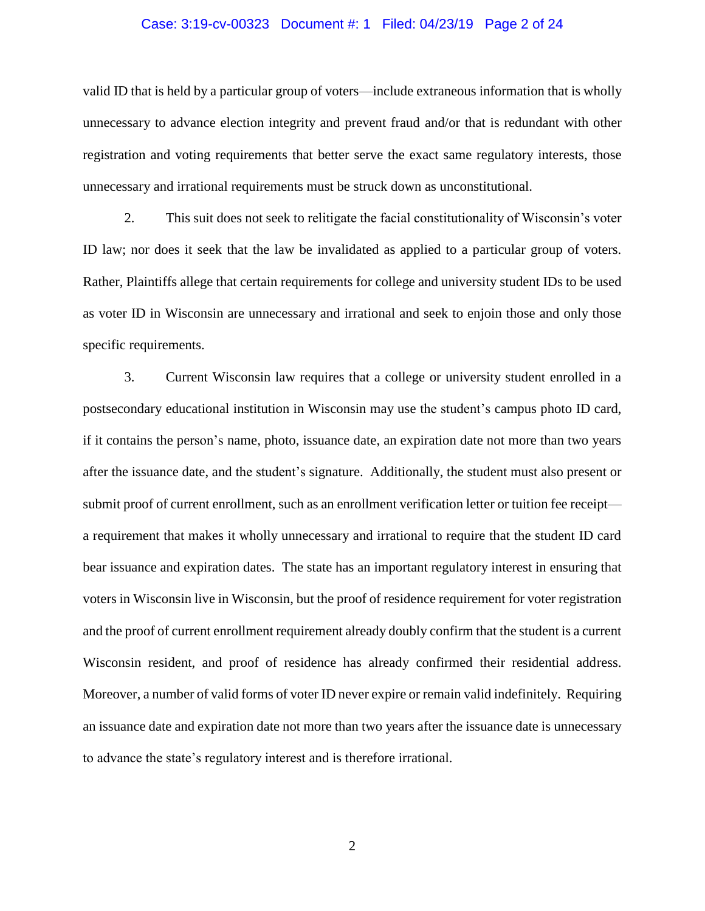valid ID that is held by a particular group of voters—include extraneous information that is wholly unnecessary to advance election integrity and prevent fraud and/or that is redundant with other registration and voting requirements that better serve the exact same regulatory interests, those unnecessary and irrational requirements must be struck down as unconstitutional.

2. This suit does not seek to relitigate the facial constitutionality of Wisconsin's voter ID law; nor does it seek that the law be invalidated as applied to a particular group of voters. Rather, Plaintiffs allege that certain requirements for college and university student IDs to be used as voter ID in Wisconsin are unnecessary and irrational and seek to enjoin those and only those specific requirements.

3. Current Wisconsin law requires that a college or university student enrolled in a postsecondary educational institution in Wisconsin may use the student's campus photo ID card, if it contains the person's name, photo, issuance date, an expiration date not more than two years after the issuance date, and the student's signature. Additionally, the student must also present or submit proof of current enrollment, such as an enrollment verification letter or tuition fee receipt—a requirement that makes it wholly unnecessary and irrational to require that the student ID card bear issuance and expiration dates. The state has an important regulatory interest in ensuring that voters in Wisconsin live in Wisconsin, but the proof of residence requirement for voter registration and the proof of current enrollment requirement already doubly confirm that the student is a current Wisconsin resident, and proof of residence has already confirmed their residential address. Moreover, a number of valid forms of voter ID never expire or remain valid indefinitely. Requiring an issuance date and expiration date not more than two years after the issuance date is unnecessary to advance the state's regulatory interest and is therefore irrational.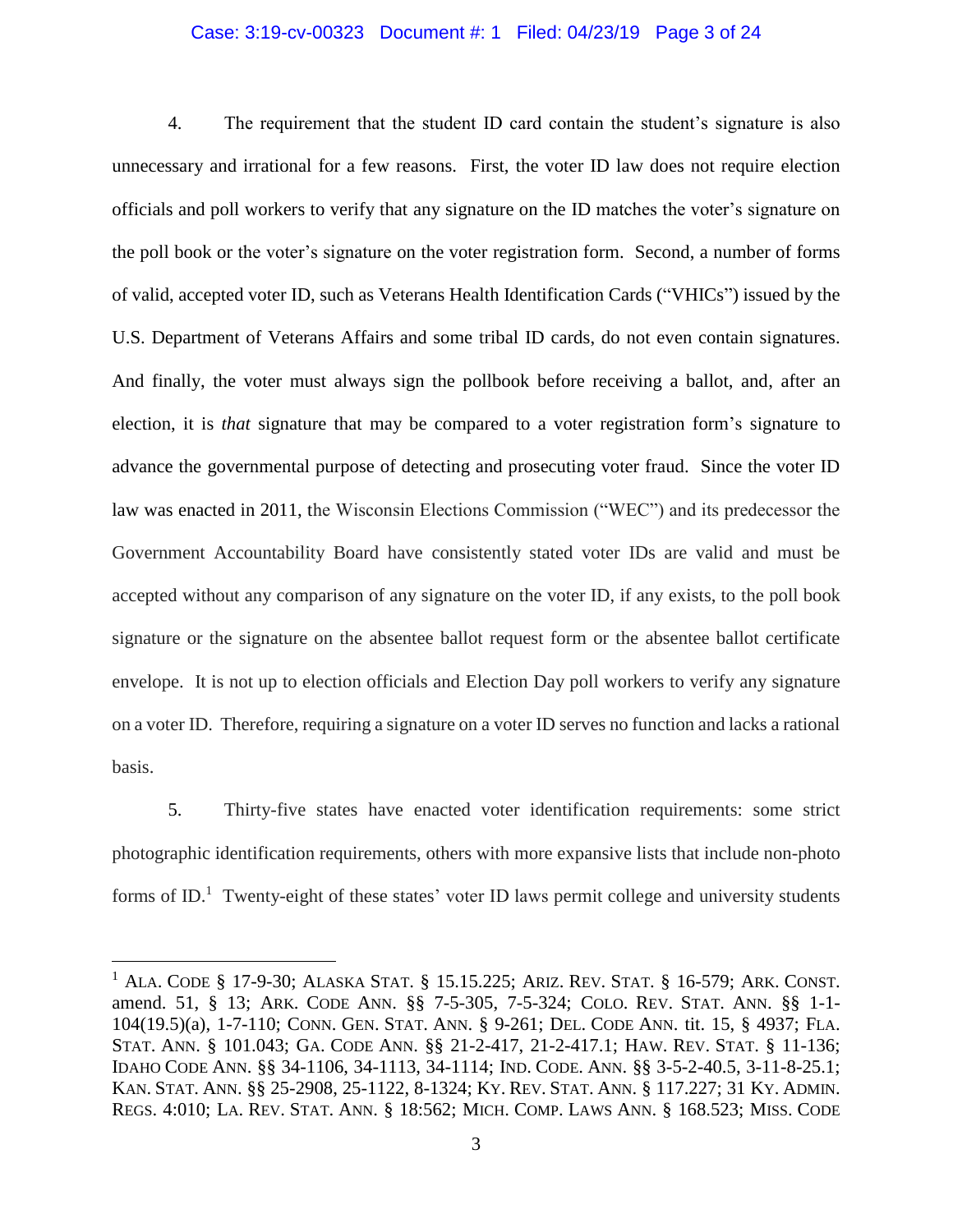4. The requirement that the student ID card contain the student's signature is also unnecessary and irrational for a few reasons. First, the voter ID law does not require election officials and poll workers to verify that any signature on the ID matches the voter's signature on the poll book or the voter's signature on the voter registration form. Second, a number of forms of valid, accepted voter ID, such as Veterans Health Identification Cards ("VHICs") issued by the U.S. Department of Veterans Affairs and some tribal ID cards, do not even contain signatures. And finally, the voter must always sign the pollbook before receiving a ballot, and, after an election, it is *that* signature that may be compared to a voter registration form's signature to advance the governmental purpose of detecting and prosecuting voter fraud. Since the voter ID law was enacted in 2011, the Wisconsin Elections Commission ("WEC") and its predecessor the Government Accountability Board have consistently stated voter IDs are valid and must be accepted without any comparison of any signature on the voter ID, if any exists, to the poll book signature or the signature on the absentee ballot request form or the absentee ballot certificate envelope. It is not up to election officials and Election Day poll workers to verify any signature on a voter ID. Therefore, requiring a signature on a voter ID serves no function and lacks a rational basis.

5. Thirty-five states have enacted voter identification requirements: some strict photographic identification requirements, others with more expansive lists that include non-photo forms of ID.[1] Twenty-eight of these states' voter ID laws permit college and university students

---

[1] ALA. CODE § 17-9-30; ALASKA STAT. § 15.15.225; ARIZ. REV. STAT. § 16-579; ARK. CONST. amend. 51, § 13; ARK. CODE ANN. §§ 7-5-305, 7-5-324; COLO. REV. STAT. ANN. §§ 1-1-104(19.5)(a), 1-7-110; CONN. GEN. STAT. ANN. § 9-261; DEL. CODE ANN. tit. 15, § 4937; FLA. STAT. ANN. § 101.043; GA. CODE ANN. §§ 21-2-417, 21-2-417.1; HAW. REV. STAT. § 11-136; IDAHO CODE ANN. §§ 34-1106, 34-1113, 34-1114; IND. CODE. ANN. §§ 3-5-2-40.5, 3-11-8-25.1; KAN. STAT. ANN. §§ 25-2908, 25-1122, 8-1324; KY. REV. STAT. ANN. § 117.227; 31 KY. ADMIN. REGS. 4:010; LA. REV. STAT. ANN. § 18:562; MICH. COMP. LAWS ANN. § 168.523; MISS. CODE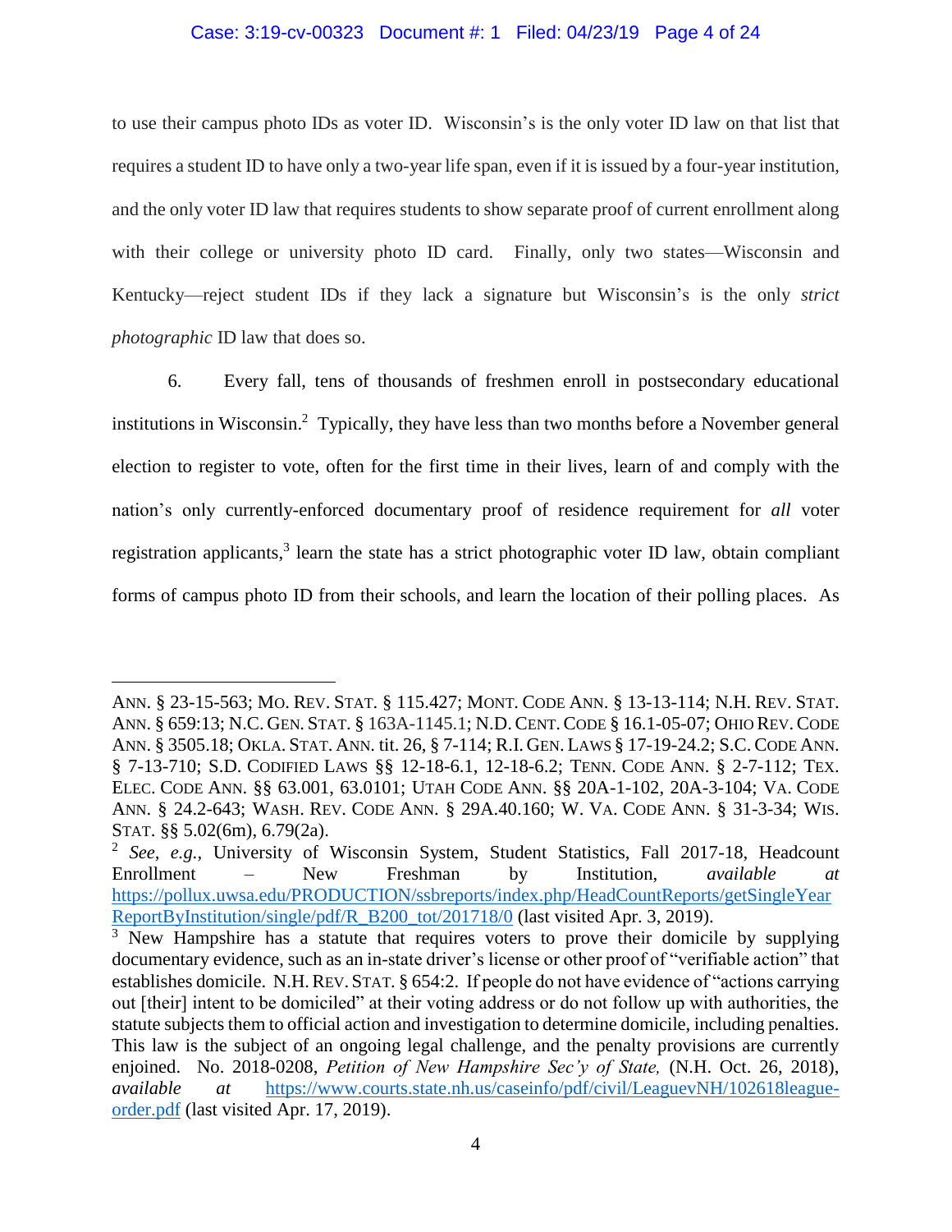to use their campus photo IDs as voter ID. Wisconsin's is the only voter ID law on that list that requires a student ID to have only a two-year life span, even if it is issued by a four-year institution, and the only voter ID law that requires students to show separate proof of current enrollment along with their college or university photo ID card. Finally, only two states—Wisconsin and Kentucky—reject student IDs if they lack a signature but Wisconsin's is the only *strict photographic* ID law that does so.

6. Every fall, tens of thousands of freshmen enroll in postsecondary educational institutions in Wisconsin.[2] Typically, they have less than two months before a November general election to register to vote, often for the first time in their lives, learn of and comply with the nation's only currently-enforced documentary proof of residence requirement for *all* voter registration applicants,[3] learn the state has a strict photographic voter ID law, obtain compliant forms of campus photo ID from their schools, and learn the location of their polling places. As

---

ANN. § 23-15-563; MO. REV. STAT. § 115.427; MONT. CODE ANN. § 13-13-114; N.H. REV. STAT. ANN. § 659:13; N.C. GEN. STAT. § 163A-1145.1; N.D. CENT. CODE § 16.1-05-07; OHIO REV. CODE ANN. § 3505.18; OKLA. STAT. ANN. tit. 26, § 7-114; R.I. GEN. LAWS § 17-19-24.2; S.C. CODE ANN. § 7-13-710; S.D. CODIFIED LAWS §§ 12-18-6.1, 12-18-6.2; TENN. CODE ANN. § 2-7-112; TEX. ELEC. CODE ANN. §§ 63.001, 63.0101; UTAH CODE ANN. §§ 20A-1-102, 20A-3-104; VA. CODE ANN. § 24.2-643; WASH. REV. CODE ANN. § 29A.40.160; W. VA. CODE ANN. § 31-3-34; WIS. STAT. §§ 5.02(6m), 6.79(2a).

[2] *See, e.g.*, University of Wisconsin System, Student Statistics, Fall 2017-18, Headcount Enrollment – New Freshman by Institution, *available at* https://pollux.uwsa.edu/PRODUCTION/ssbreports/index.php/HeadCountReports/getSingleYearReportByInstitution/single/pdf/R_B200_tot/201718/0 (last visited Apr. 3, 2019).

[3] New Hampshire has a statute that requires voters to prove their domicile by supplying documentary evidence, such as an in-state driver's license or other proof of "verifiable action" that establishes domicile. N.H. REV. STAT. § 654:2. If people do not have evidence of "actions carrying out [their] intent to be domiciled" at their voting address or do not follow up with authorities, the statute subjects them to official action and investigation to determine domicile, including penalties. This law is the subject of an ongoing legal challenge, and the penalty provisions are currently enjoined. No. 2018-0208, *Petition of New Hampshire Sec'y of State,* (N.H. Oct. 26, 2018), *available at* https://www.courts.state.nh.us/caseinfo/pdf/civil/LeaguevNH/102618league-order.pdf (last visited Apr. 17, 2019).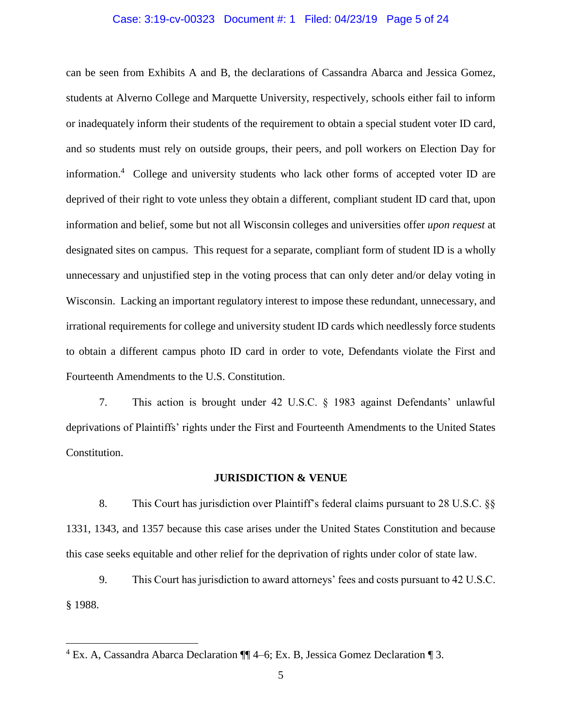can be seen from Exhibits A and B, the declarations of Cassandra Abarca and Jessica Gomez, students at Alverno College and Marquette University, respectively, schools either fail to inform or inadequately inform their students of the requirement to obtain a special student voter ID card, and so students must rely on outside groups, their peers, and poll workers on Election Day for information.[4] College and university students who lack other forms of accepted voter ID are deprived of their right to vote unless they obtain a different, compliant student ID card that, upon information and belief, some but not all Wisconsin colleges and universities offer *upon request* at designated sites on campus. This request for a separate, compliant form of student ID is a wholly unnecessary and unjustified step in the voting process that can only deter and/or delay voting in Wisconsin. Lacking an important regulatory interest to impose these redundant, unnecessary, and irrational requirements for college and university student ID cards which needlessly force students to obtain a different campus photo ID card in order to vote, Defendants violate the First and Fourteenth Amendments to the U.S. Constitution.

7. This action is brought under 42 U.S.C. § 1983 against Defendants' unlawful deprivations of Plaintiffs' rights under the First and Fourteenth Amendments to the United States Constitution.

## JURISDICTION & VENUE

8. This Court has jurisdiction over Plaintiff's federal claims pursuant to 28 U.S.C. §§ 1331, 1343, and 1357 because this case arises under the United States Constitution and because this case seeks equitable and other relief for the deprivation of rights under color of state law.

9. This Court has jurisdiction to award attorneys' fees and costs pursuant to 42 U.S.C. § 1988.

---

[4] Ex. A, Cassandra Abarca Declaration ¶¶ 4–6; Ex. B, Jessica Gomez Declaration ¶ 3.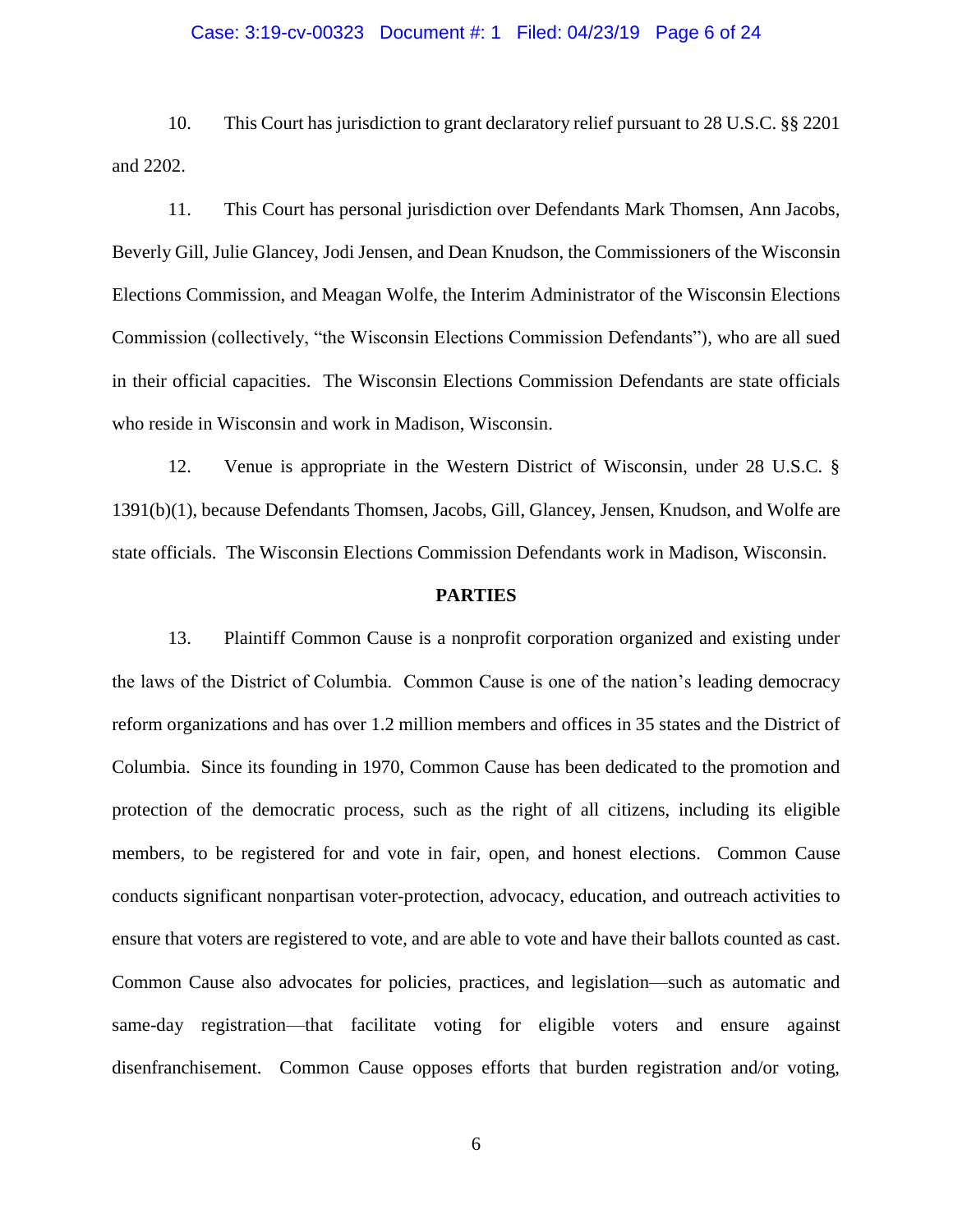10. This Court has jurisdiction to grant declaratory relief pursuant to 28 U.S.C. §§ 2201 and 2202.

11. This Court has personal jurisdiction over Defendants Mark Thomsen, Ann Jacobs, Beverly Gill, Julie Glancey, Jodi Jensen, and Dean Knudson, the Commissioners of the Wisconsin Elections Commission, and Meagan Wolfe, the Interim Administrator of the Wisconsin Elections Commission (collectively, "the Wisconsin Elections Commission Defendants"), who are all sued in their official capacities. The Wisconsin Elections Commission Defendants are state officials who reside in Wisconsin and work in Madison, Wisconsin.

12. Venue is appropriate in the Western District of Wisconsin, under 28 U.S.C. § 1391(b)(1), because Defendants Thomsen, Jacobs, Gill, Glancey, Jensen, Knudson, and Wolfe are state officials. The Wisconsin Elections Commission Defendants work in Madison, Wisconsin.

## PARTIES

13. Plaintiff Common Cause is a nonprofit corporation organized and existing under the laws of the District of Columbia. Common Cause is one of the nation's leading democracy reform organizations and has over 1.2 million members and offices in 35 states and the District of Columbia. Since its founding in 1970, Common Cause has been dedicated to the promotion and protection of the democratic process, such as the right of all citizens, including its eligible members, to be registered for and vote in fair, open, and honest elections. Common Cause conducts significant nonpartisan voter-protection, advocacy, education, and outreach activities to ensure that voters are registered to vote, and are able to vote and have their ballots counted as cast. Common Cause also advocates for policies, practices, and legislation—such as automatic and same-day registration—that facilitate voting for eligible voters and ensure against disenfranchisement. Common Cause opposes efforts that burden registration and/or voting,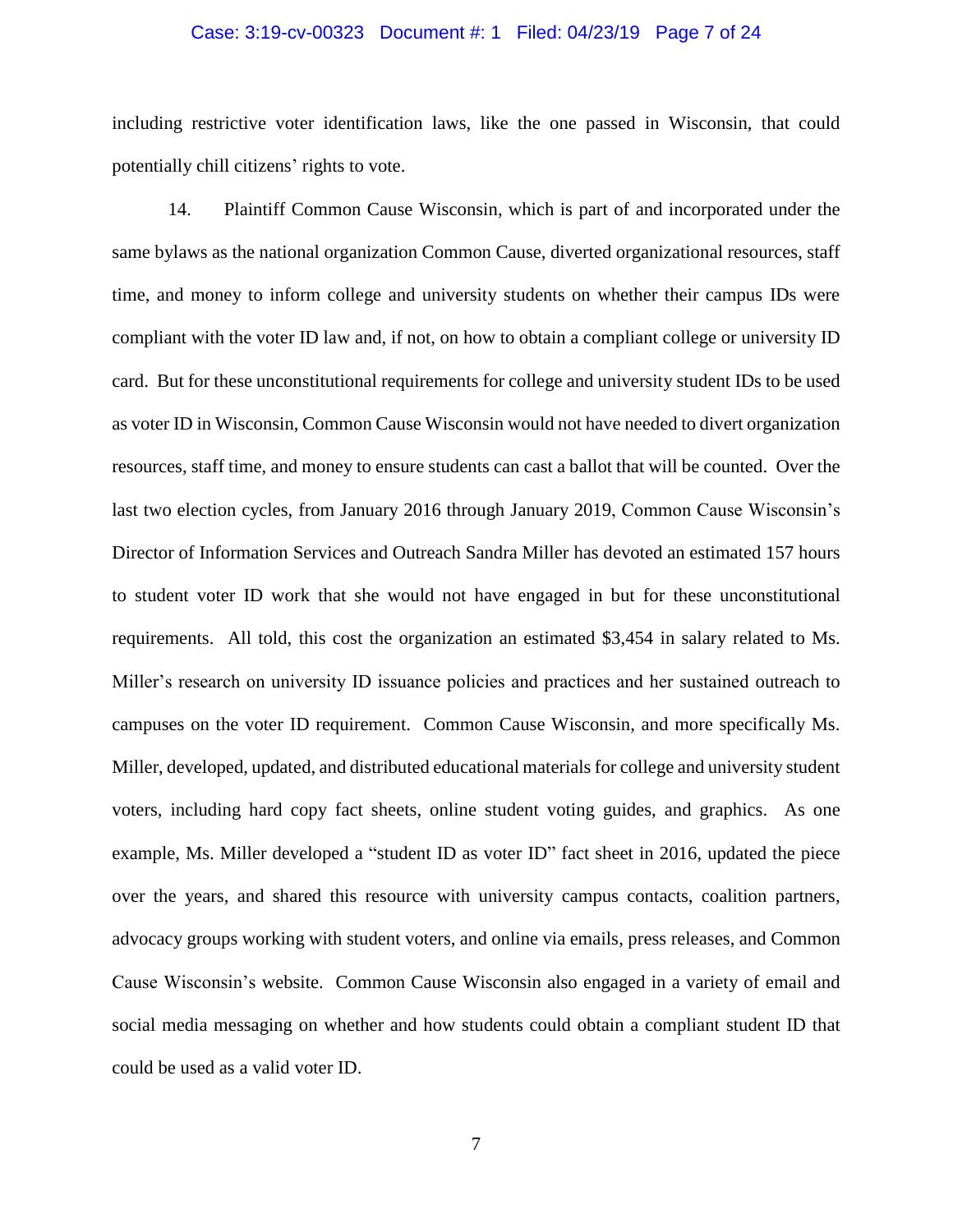including restrictive voter identification laws, like the one passed in Wisconsin, that could potentially chill citizens' rights to vote.

14. Plaintiff Common Cause Wisconsin, which is part of and incorporated under the same bylaws as the national organization Common Cause, diverted organizational resources, staff time, and money to inform college and university students on whether their campus IDs were compliant with the voter ID law and, if not, on how to obtain a compliant college or university ID card. But for these unconstitutional requirements for college and university student IDs to be used as voter ID in Wisconsin, Common Cause Wisconsin would not have needed to divert organization resources, staff time, and money to ensure students can cast a ballot that will be counted. Over the last two election cycles, from January 2016 through January 2019, Common Cause Wisconsin's Director of Information Services and Outreach Sandra Miller has devoted an estimated 157 hours to student voter ID work that she would not have engaged in but for these unconstitutional requirements. All told, this cost the organization an estimated $3,454 in salary related to Ms. Miller's research on university ID issuance policies and practices and her sustained outreach to campuses on the voter ID requirement. Common Cause Wisconsin, and more specifically Ms. Miller, developed, updated, and distributed educational materials for college and university student voters, including hard copy fact sheets, online student voting guides, and graphics. As one example, Ms. Miller developed a "student ID as voter ID" fact sheet in 2016, updated the piece over the years, and shared this resource with university campus contacts, coalition partners, advocacy groups working with student voters, and online via emails, press releases, and Common Cause Wisconsin's website. Common Cause Wisconsin also engaged in a variety of email and social media messaging on whether and how students could obtain a compliant student ID that could be used as a valid voter ID.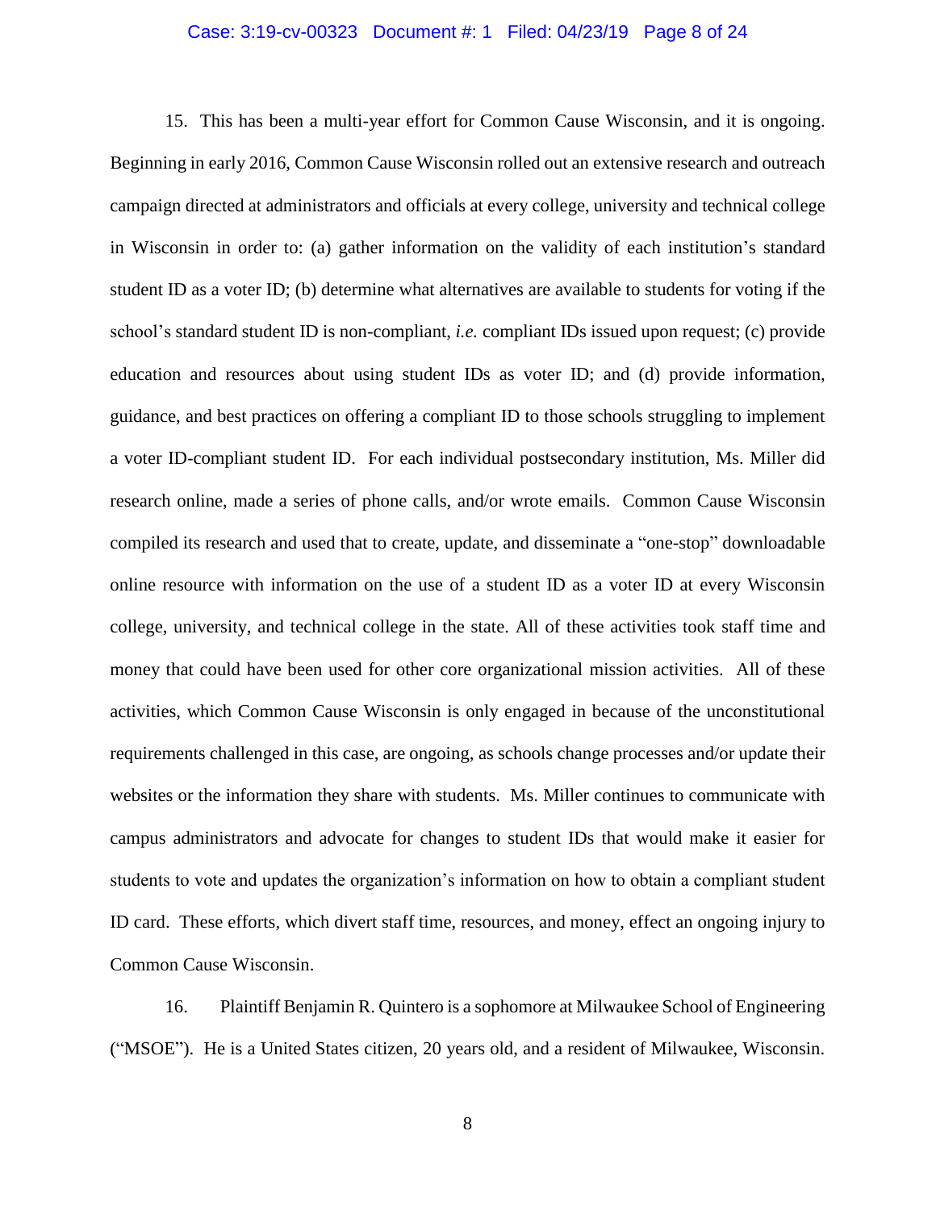15. This has been a multi-year effort for Common Cause Wisconsin, and it is ongoing. Beginning in early 2016, Common Cause Wisconsin rolled out an extensive research and outreach campaign directed at administrators and officials at every college, university and technical college in Wisconsin in order to: (a) gather information on the validity of each institution's standard student ID as a voter ID; (b) determine what alternatives are available to students for voting if the school's standard student ID is non-compliant, *i.e.* compliant IDs issued upon request; (c) provide education and resources about using student IDs as voter ID; and (d) provide information, guidance, and best practices on offering a compliant ID to those schools struggling to implement a voter ID-compliant student ID. For each individual postsecondary institution, Ms. Miller did research online, made a series of phone calls, and/or wrote emails. Common Cause Wisconsin compiled its research and used that to create, update, and disseminate a "one-stop" downloadable online resource with information on the use of a student ID as a voter ID at every Wisconsin college, university, and technical college in the state. All of these activities took staff time and money that could have been used for other core organizational mission activities. All of these activities, which Common Cause Wisconsin is only engaged in because of the unconstitutional requirements challenged in this case, are ongoing, as schools change processes and/or update their websites or the information they share with students. Ms. Miller continues to communicate with campus administrators and advocate for changes to student IDs that would make it easier for students to vote and updates the organization's information on how to obtain a compliant student ID card. These efforts, which divert staff time, resources, and money, effect an ongoing injury to Common Cause Wisconsin.

16. Plaintiff Benjamin R. Quintero is a sophomore at Milwaukee School of Engineering ("MSOE"). He is a United States citizen, 20 years old, and a resident of Milwaukee, Wisconsin.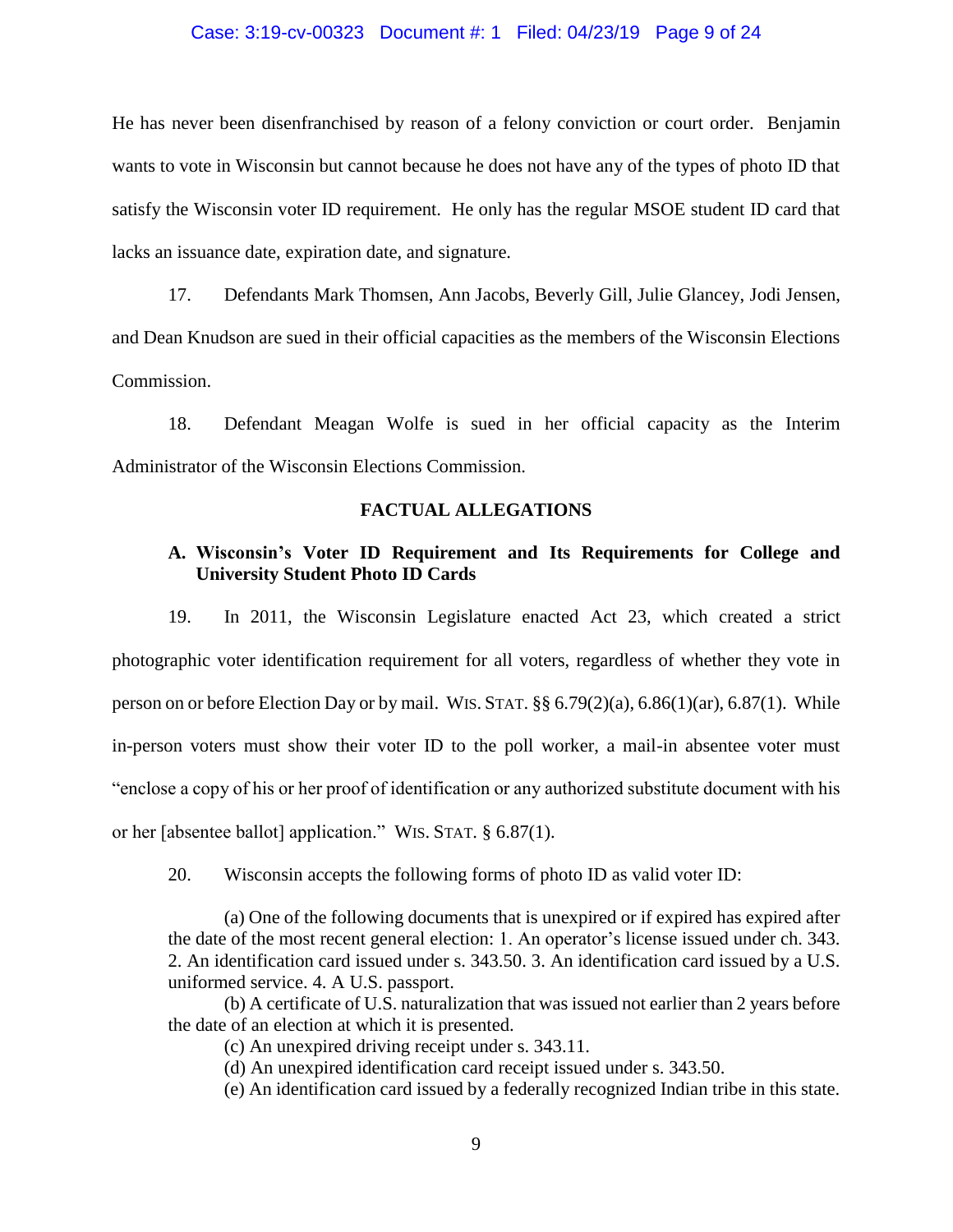He has never been disenfranchised by reason of a felony conviction or court order. Benjamin wants to vote in Wisconsin but cannot because he does not have any of the types of photo ID that satisfy the Wisconsin voter ID requirement. He only has the regular MSOE student ID card that lacks an issuance date, expiration date, and signature.

17. Defendants Mark Thomsen, Ann Jacobs, Beverly Gill, Julie Glancey, Jodi Jensen, and Dean Knudson are sued in their official capacities as the members of the Wisconsin Elections Commission.

18. Defendant Meagan Wolfe is sued in her official capacity as the Interim Administrator of the Wisconsin Elections Commission.

## FACTUAL ALLEGATIONS

### A. Wisconsin's Voter ID Requirement and Its Requirements for College and University Student Photo ID Cards

19. In 2011, the Wisconsin Legislature enacted Act 23, which created a strict photographic voter identification requirement for all voters, regardless of whether they vote in person on or before Election Day or by mail. WIS. STAT. §§ 6.79(2)(a), 6.86(1)(ar), 6.87(1). While in-person voters must show their voter ID to the poll worker, a mail-in absentee voter must "enclose a copy of his or her proof of identification or any authorized substitute document with his or her [absentee ballot] application." WIS. STAT. § 6.87(1).

20. Wisconsin accepts the following forms of photo ID as valid voter ID:

> (a) One of the following documents that is unexpired or if expired has expired after the date of the most recent general election: 1. An operator's license issued under ch. 343. 2. An identification card issued under s. 343.50. 3. An identification card issued by a U.S. uniformed service. 4. A U.S. passport.
>
> (b) A certificate of U.S. naturalization that was issued not earlier than 2 years before the date of an election at which it is presented.
>
> (c) An unexpired driving receipt under s. 343.11.
>
> (d) An unexpired identification card receipt issued under s. 343.50.
>
> (e) An identification card issued by a federally recognized Indian tribe in this state.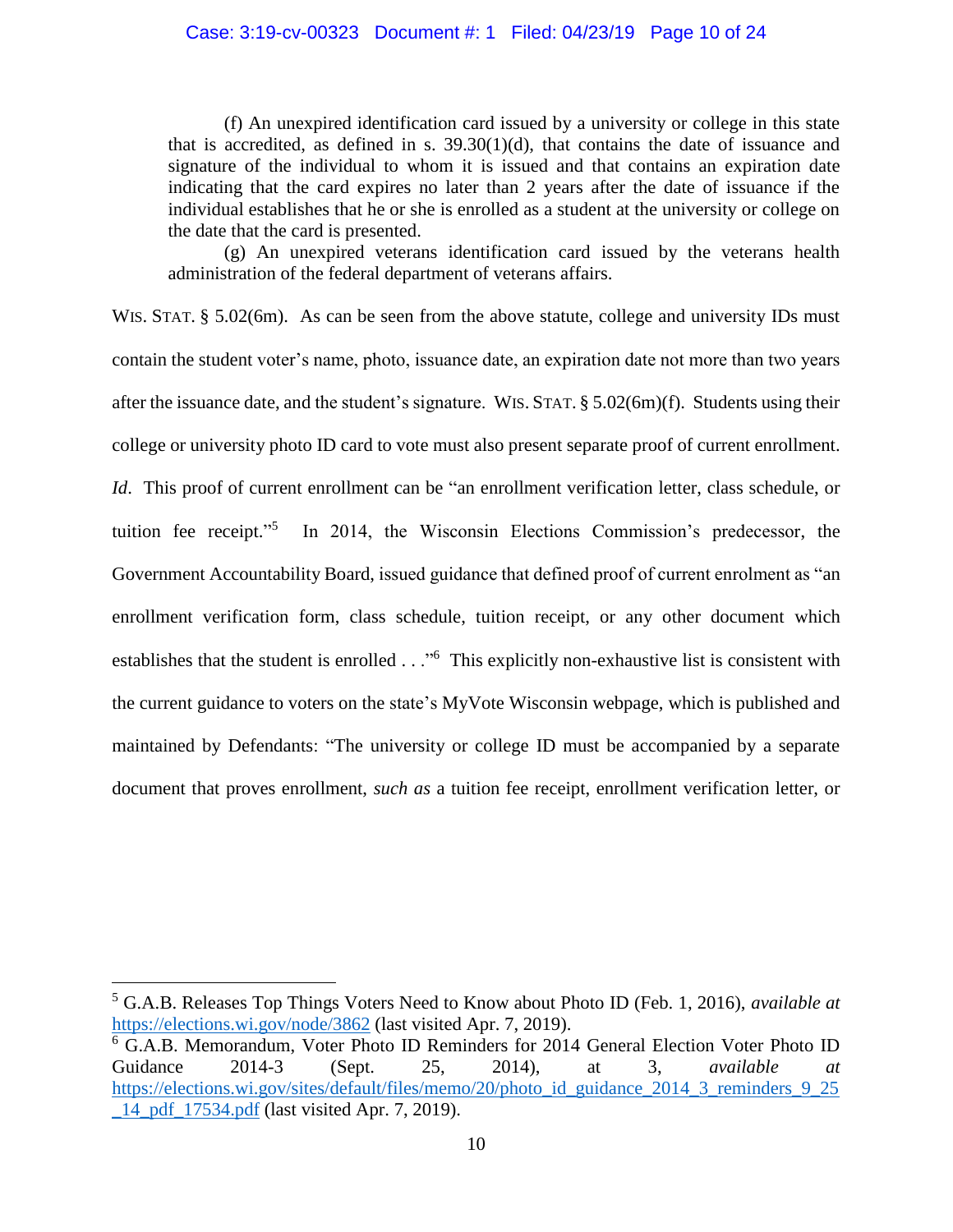> (f) An unexpired identification card issued by a university or college in this state that is accredited, as defined in s. 39.30(1)(d), that contains the date of issuance and signature of the individual to whom it is issued and that contains an expiration date indicating that the card expires no later than 2 years after the date of issuance if the individual establishes that he or she is enrolled as a student at the university or college on the date that the card is presented.
>
> (g) An unexpired veterans identification card issued by the veterans health administration of the federal department of veterans affairs.

WIS. STAT. § 5.02(6m). As can be seen from the above statute, college and university IDs must contain the student voter's name, photo, issuance date, an expiration date not more than two years after the issuance date, and the student's signature. WIS. STAT. § 5.02(6m)(f). Students using their college or university photo ID card to vote must also present separate proof of current enrollment. *Id.* This proof of current enrollment can be "an enrollment verification letter, class schedule, or tuition fee receipt."[5] In 2014, the Wisconsin Elections Commission's predecessor, the Government Accountability Board, issued guidance that defined proof of current enrolment as "an enrollment verification form, class schedule, tuition receipt, or any other document which establishes that the student is enrolled . . ."[6] This explicitly non-exhaustive list is consistent with the current guidance to voters on the state's MyVote Wisconsin webpage, which is published and maintained by Defendants: "The university or college ID must be accompanied by a separate document that proves enrollment, *such as* a tuition fee receipt, enrollment verification letter, or

---

[5] G.A.B. Releases Top Things Voters Need to Know about Photo ID (Feb. 1, 2016), *available at* https://elections.wi.gov/node/3862 (last visited Apr. 7, 2019).

[6] G.A.B. Memorandum, Voter Photo ID Reminders for 2014 General Election Voter Photo ID Guidance 2014-3 (Sept. 25, 2014), at 3, *available at* https://elections.wi.gov/sites/default/files/memo/20/photo_id_guidance_2014_3_reminders_9_25_14_pdf_17534.pdf (last visited Apr. 7, 2019).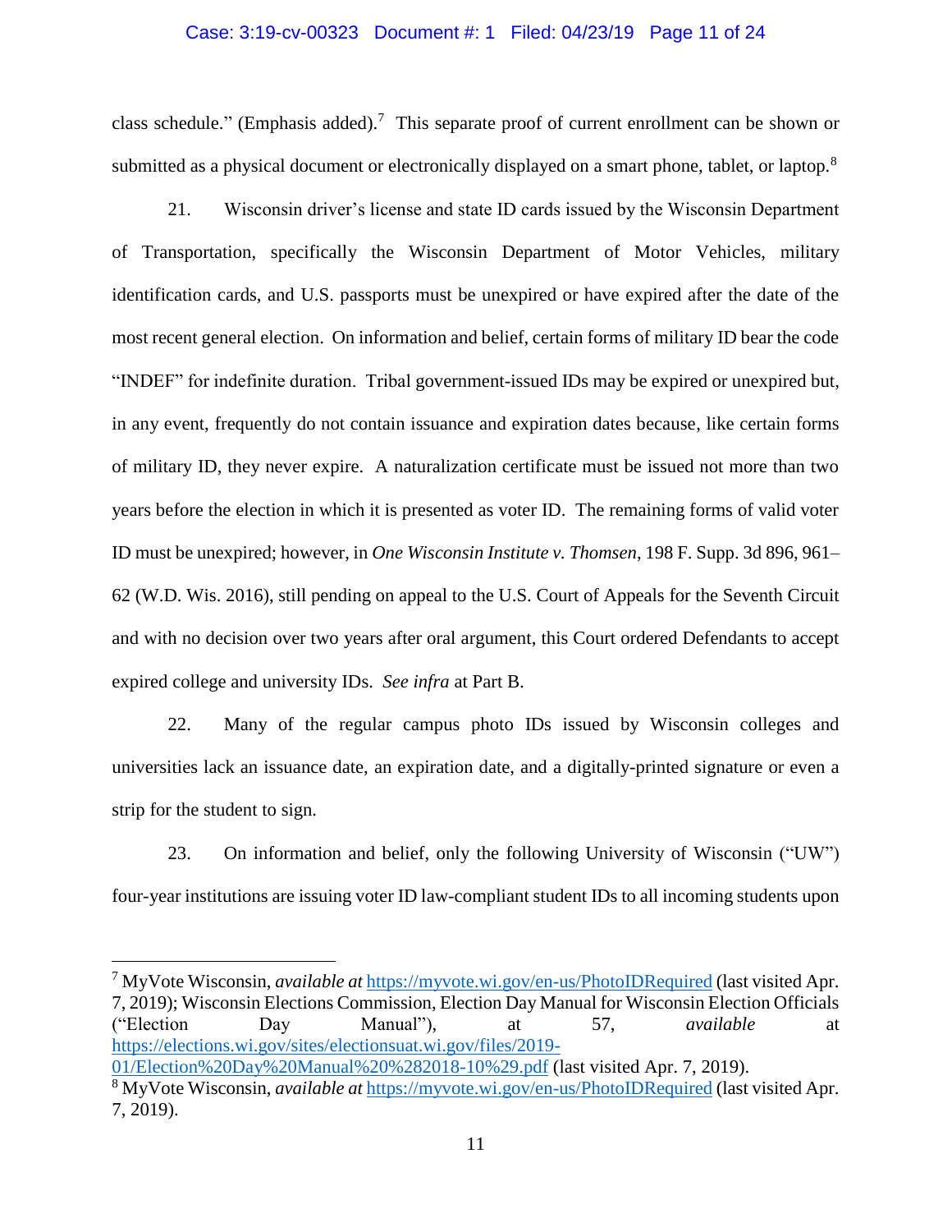class schedule." (Emphasis added).[7] This separate proof of current enrollment can be shown or submitted as a physical document or electronically displayed on a smart phone, tablet, or laptop.[8]

21. Wisconsin driver's license and state ID cards issued by the Wisconsin Department of Transportation, specifically the Wisconsin Department of Motor Vehicles, military identification cards, and U.S. passports must be unexpired or have expired after the date of the most recent general election. On information and belief, certain forms of military ID bear the code "INDEF" for indefinite duration. Tribal government-issued IDs may be expired or unexpired but, in any event, frequently do not contain issuance and expiration dates because, like certain forms of military ID, they never expire. A naturalization certificate must be issued not more than two years before the election in which it is presented as voter ID. The remaining forms of valid voter ID must be unexpired; however, in *One Wisconsin Institute v. Thomsen*, 198 F. Supp. 3d 896, 961–62 (W.D. Wis. 2016), still pending on appeal to the U.S. Court of Appeals for the Seventh Circuit and with no decision over two years after oral argument, this Court ordered Defendants to accept expired college and university IDs. *See infra* at Part B.

22. Many of the regular campus photo IDs issued by Wisconsin colleges and universities lack an issuance date, an expiration date, and a digitally-printed signature or even a strip for the student to sign.

23. On information and belief, only the following University of Wisconsin ("UW") four-year institutions are issuing voter ID law-compliant student IDs to all incoming students upon

---

[7] MyVote Wisconsin, *available at* https://myvote.wi.gov/en-us/PhotoIDRequired (last visited Apr. 7, 2019); Wisconsin Elections Commission, Election Day Manual for Wisconsin Election Officials ("Election Day Manual"), at 57, *available* at https://elections.wi.gov/sites/electionsuat.wi.gov/files/2019-01/Election%20Day%20Manual%20%282018-10%29.pdf (last visited Apr. 7, 2019).

[8] MyVote Wisconsin, *available at* https://myvote.wi.gov/en-us/PhotoIDRequired (last visited Apr. 7, 2019).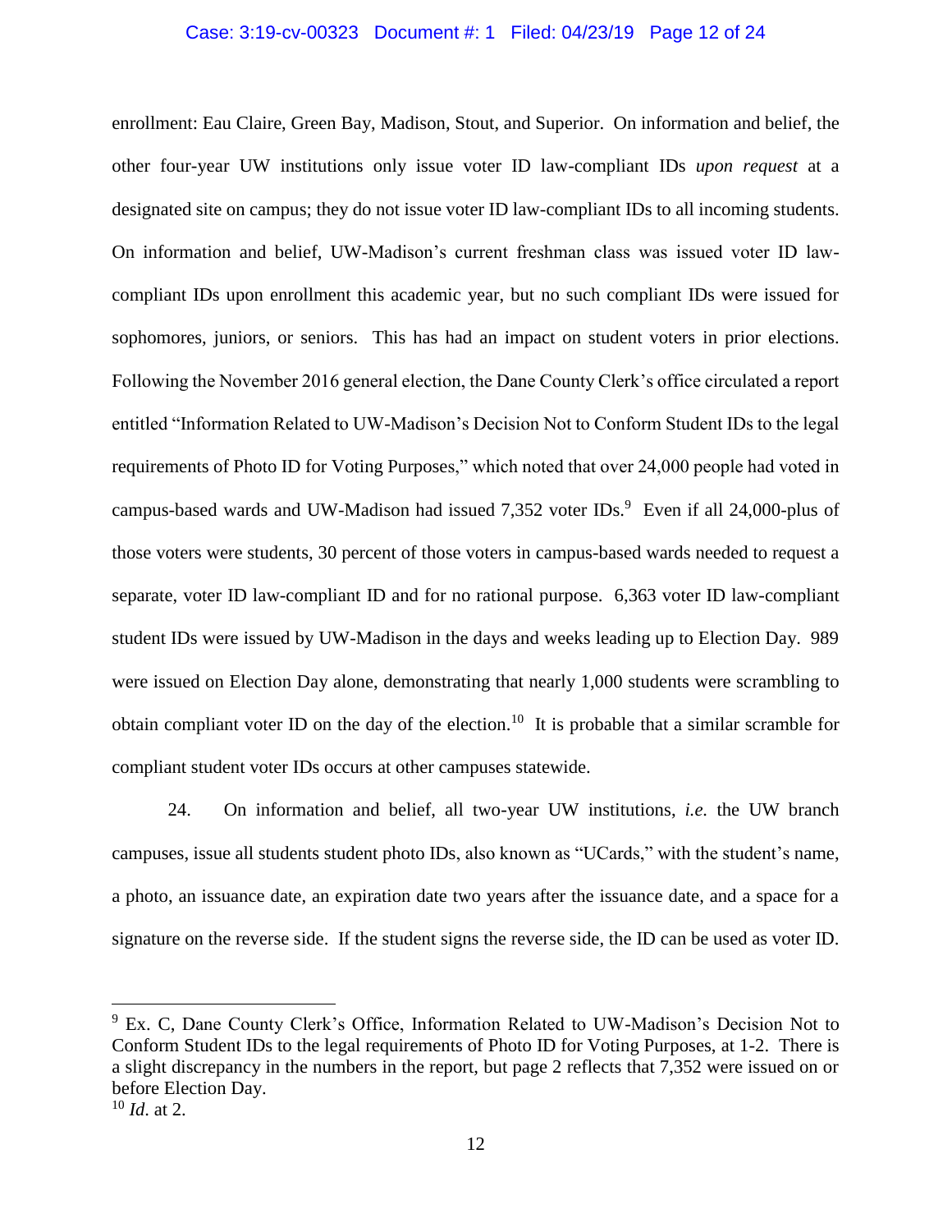enrollment: Eau Claire, Green Bay, Madison, Stout, and Superior. On information and belief, the other four-year UW institutions only issue voter ID law-compliant IDs *upon request* at a designated site on campus; they do not issue voter ID law-compliant IDs to all incoming students. On information and belief, UW-Madison's current freshman class was issued voter ID law-compliant IDs upon enrollment this academic year, but no such compliant IDs were issued for sophomores, juniors, or seniors. This has had an impact on student voters in prior elections. Following the November 2016 general election, the Dane County Clerk's office circulated a report entitled "Information Related to UW-Madison's Decision Not to Conform Student IDs to the legal requirements of Photo ID for Voting Purposes," which noted that over 24,000 people had voted in campus-based wards and UW-Madison had issued 7,352 voter IDs.[9] Even if all 24,000-plus of those voters were students, 30 percent of those voters in campus-based wards needed to request a separate, voter ID law-compliant ID and for no rational purpose. 6,363 voter ID law-compliant student IDs were issued by UW-Madison in the days and weeks leading up to Election Day. 989 were issued on Election Day alone, demonstrating that nearly 1,000 students were scrambling to obtain compliant voter ID on the day of the election.[10] It is probable that a similar scramble for compliant student voter IDs occurs at other campuses statewide.

24. On information and belief, all two-year UW institutions, *i.e.* the UW branch campuses, issue all students student photo IDs, also known as "UCards," with the student's name, a photo, an issuance date, an expiration date two years after the issuance date, and a space for a signature on the reverse side. If the student signs the reverse side, the ID can be used as voter ID.

---

[9] Ex. C, Dane County Clerk's Office, Information Related to UW-Madison's Decision Not to Conform Student IDs to the legal requirements of Photo ID for Voting Purposes, at 1-2. There is a slight discrepancy in the numbers in the report, but page 2 reflects that 7,352 were issued on or before Election Day.

[10] *Id*. at 2.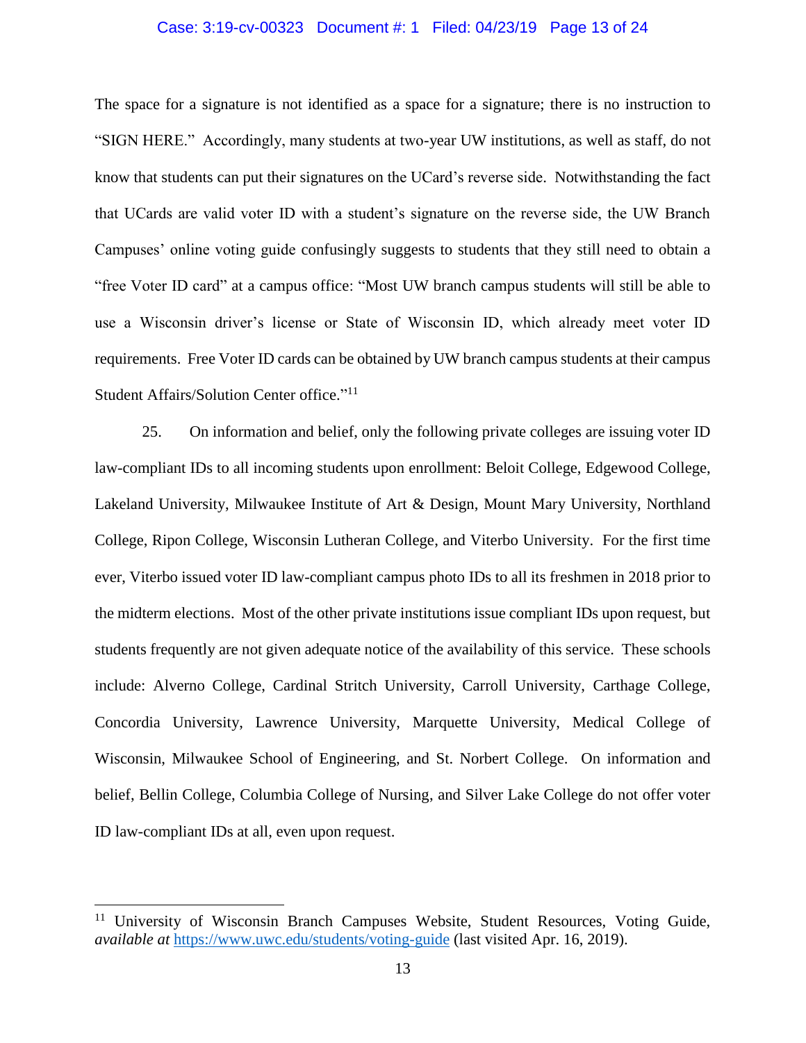The space for a signature is not identified as a space for a signature; there is no instruction to "SIGN HERE." Accordingly, many students at two-year UW institutions, as well as staff, do not know that students can put their signatures on the UCard's reverse side. Notwithstanding the fact that UCards are valid voter ID with a student's signature on the reverse side, the UW Branch Campuses' online voting guide confusingly suggests to students that they still need to obtain a "free Voter ID card" at a campus office: "Most UW branch campus students will still be able to use a Wisconsin driver's license or State of Wisconsin ID, which already meet voter ID requirements. Free Voter ID cards can be obtained by UW branch campus students at their campus Student Affairs/Solution Center office."[11]

25. On information and belief, only the following private colleges are issuing voter ID law-compliant IDs to all incoming students upon enrollment: Beloit College, Edgewood College, Lakeland University, Milwaukee Institute of Art & Design, Mount Mary University, Northland College, Ripon College, Wisconsin Lutheran College, and Viterbo University. For the first time ever, Viterbo issued voter ID law-compliant campus photo IDs to all its freshmen in 2018 prior to the midterm elections. Most of the other private institutions issue compliant IDs upon request, but students frequently are not given adequate notice of the availability of this service. These schools include: Alverno College, Cardinal Stritch University, Carroll University, Carthage College, Concordia University, Lawrence University, Marquette University, Medical College of Wisconsin, Milwaukee School of Engineering, and St. Norbert College. On information and belief, Bellin College, Columbia College of Nursing, and Silver Lake College do not offer voter ID law-compliant IDs at all, even upon request.

---

[11] University of Wisconsin Branch Campuses Website, Student Resources, Voting Guide, *available at* https://www.uwc.edu/students/voting-guide (last visited Apr. 16, 2019).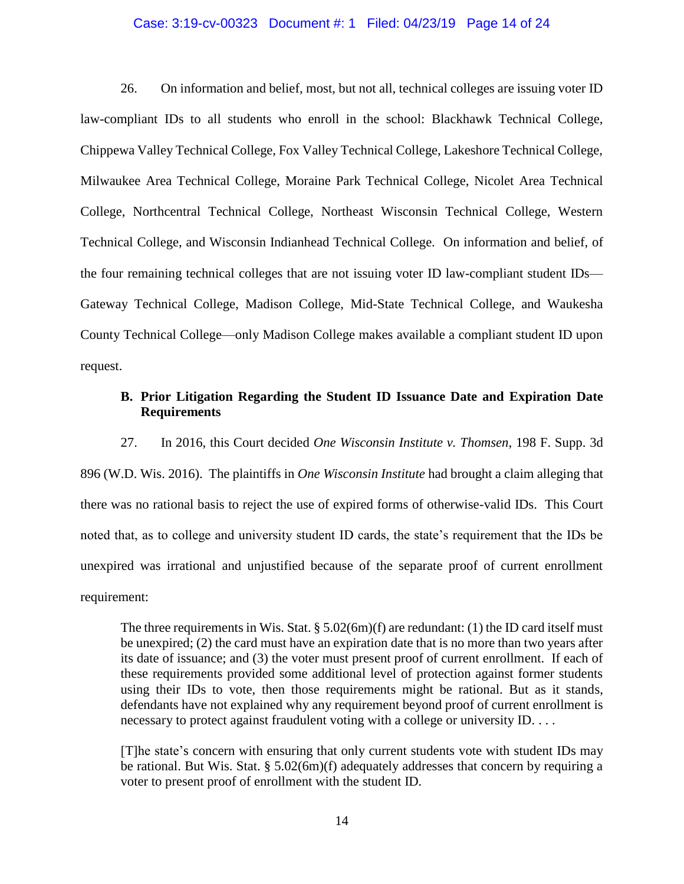26. On information and belief, most, but not all, technical colleges are issuing voter ID law-compliant IDs to all students who enroll in the school: Blackhawk Technical College, Chippewa Valley Technical College, Fox Valley Technical College, Lakeshore Technical College, Milwaukee Area Technical College, Moraine Park Technical College, Nicolet Area Technical College, Northcentral Technical College, Northeast Wisconsin Technical College, Western Technical College, and Wisconsin Indianhead Technical College. On information and belief, of the four remaining technical colleges that are not issuing voter ID law-compliant student IDs—Gateway Technical College, Madison College, Mid-State Technical College, and Waukesha County Technical College—only Madison College makes available a compliant student ID upon request.

### B. Prior Litigation Regarding the Student ID Issuance Date and Expiration Date Requirements

27. In 2016, this Court decided *One Wisconsin Institute v. Thomsen*, 198 F. Supp. 3d 896 (W.D. Wis. 2016). The plaintiffs in *One Wisconsin Institute* had brought a claim alleging that there was no rational basis to reject the use of expired forms of otherwise-valid IDs. This Court noted that, as to college and university student ID cards, the state's requirement that the IDs be unexpired was irrational and unjustified because of the separate proof of current enrollment requirement:

> The three requirements in Wis. Stat. § 5.02(6m)(f) are redundant: (1) the ID card itself must be unexpired; (2) the card must have an expiration date that is no more than two years after its date of issuance; and (3) the voter must present proof of current enrollment. If each of these requirements provided some additional level of protection against former students using their IDs to vote, then those requirements might be rational. But as it stands, defendants have not explained why any requirement beyond proof of current enrollment is necessary to protect against fraudulent voting with a college or university ID. . . .
>
> [T]he state's concern with ensuring that only current students vote with student IDs may be rational. But Wis. Stat. § 5.02(6m)(f) adequately addresses that concern by requiring a voter to present proof of enrollment with the student ID.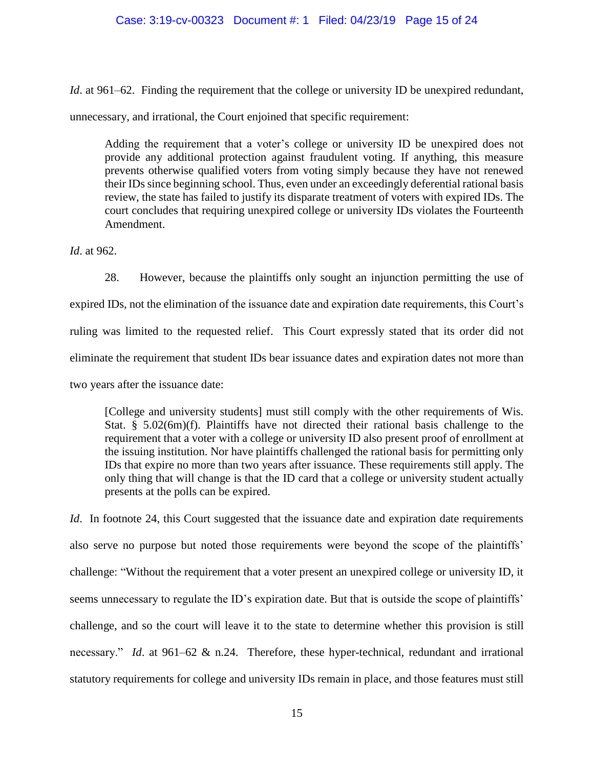*Id*. at 961–62. Finding the requirement that the college or university ID be unexpired redundant, unnecessary, and irrational, the Court enjoined that specific requirement:

> Adding the requirement that a voter's college or university ID be unexpired does not provide any additional protection against fraudulent voting. If anything, this measure prevents otherwise qualified voters from voting simply because they have not renewed their IDs since beginning school. Thus, even under an exceedingly deferential rational basis review, the state has failed to justify its disparate treatment of voters with expired IDs. The court concludes that requiring unexpired college or university IDs violates the Fourteenth Amendment.

*Id*. at 962.

28. However, because the plaintiffs only sought an injunction permitting the use of expired IDs, not the elimination of the issuance date and expiration date requirements, this Court's ruling was limited to the requested relief. This Court expressly stated that its order did not eliminate the requirement that student IDs bear issuance dates and expiration dates not more than two years after the issuance date:

> [College and university students] must still comply with the other requirements of Wis. Stat. § 5.02(6m)(f). Plaintiffs have not directed their rational basis challenge to the requirement that a voter with a college or university ID also present proof of enrollment at the issuing institution. Nor have plaintiffs challenged the rational basis for permitting only IDs that expire no more than two years after issuance. These requirements still apply. The only thing that will change is that the ID card that a college or university student actually presents at the polls can be expired.

*Id*. In footnote 24, this Court suggested that the issuance date and expiration date requirements also serve no purpose but noted those requirements were beyond the scope of the plaintiffs' challenge: "Without the requirement that a voter present an unexpired college or university ID, it seems unnecessary to regulate the ID's expiration date. But that is outside the scope of plaintiffs' challenge, and so the court will leave it to the state to determine whether this provision is still necessary." *Id*. at 961–62 & n.24. Therefore, these hyper-technical, redundant and irrational statutory requirements for college and university IDs remain in place, and those features must still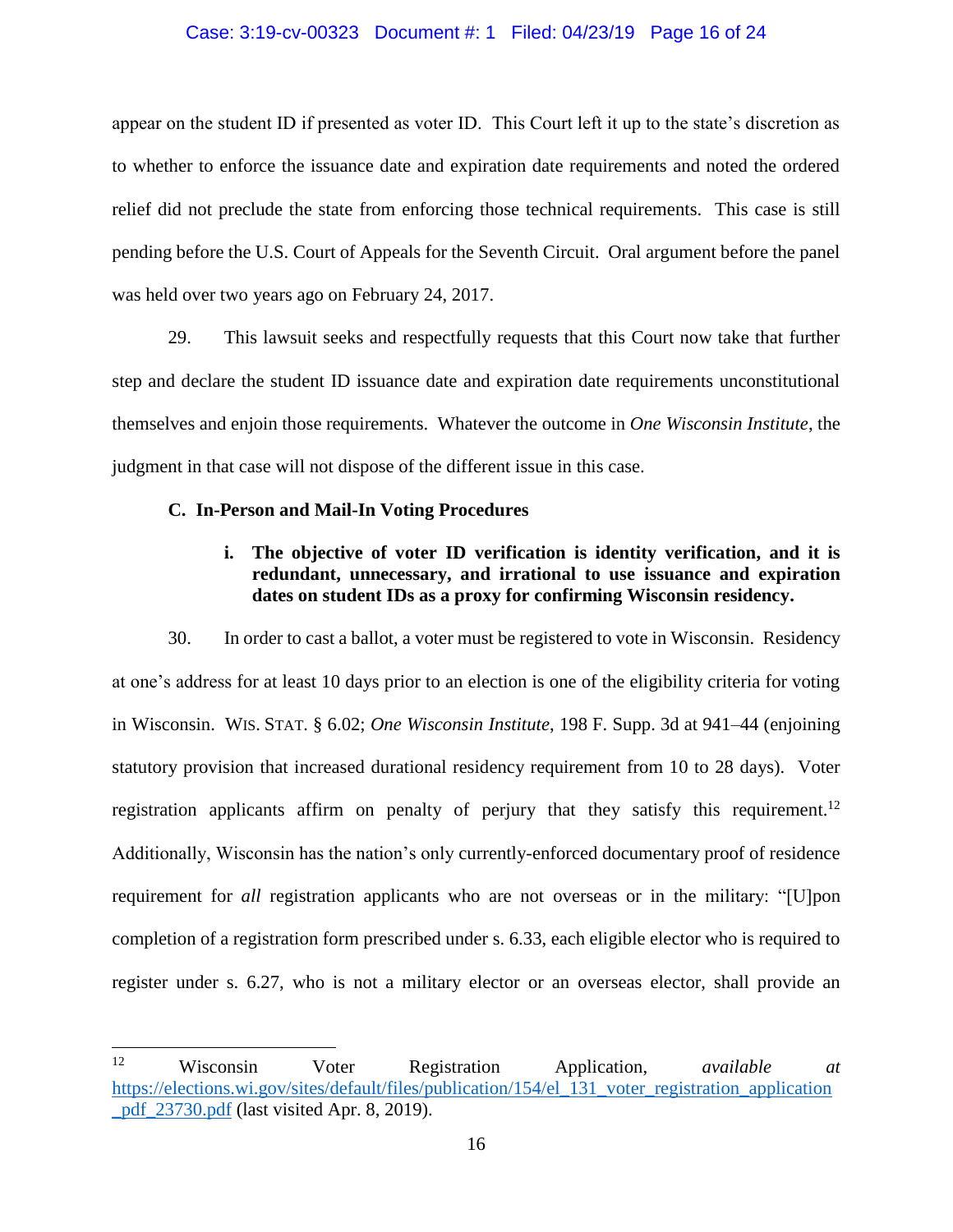appear on the student ID if presented as voter ID. This Court left it up to the state's discretion as to whether to enforce the issuance date and expiration date requirements and noted the ordered relief did not preclude the state from enforcing those technical requirements. This case is still pending before the U.S. Court of Appeals for the Seventh Circuit. Oral argument before the panel was held over two years ago on February 24, 2017.

29. This lawsuit seeks and respectfully requests that this Court now take that further step and declare the student ID issuance date and expiration date requirements unconstitutional themselves and enjoin those requirements. Whatever the outcome in *One Wisconsin Institute*, the judgment in that case will not dispose of the different issue in this case.

### C. In-Person and Mail-In Voting Procedures

#### i. The objective of voter ID verification is identity verification, and it is redundant, unnecessary, and irrational to use issuance and expiration dates on student IDs as a proxy for confirming Wisconsin residency.

30. In order to cast a ballot, a voter must be registered to vote in Wisconsin. Residency at one's address for at least 10 days prior to an election is one of the eligibility criteria for voting in Wisconsin. WIS. STAT. § 6.02; *One Wisconsin Institute*, 198 F. Supp. 3d at 941–44 (enjoining statutory provision that increased durational residency requirement from 10 to 28 days). Voter registration applicants affirm on penalty of perjury that they satisfy this requirement.[12] Additionally, Wisconsin has the nation's only currently-enforced documentary proof of residence requirement for *all* registration applicants who are not overseas or in the military: "[U]pon completion of a registration form prescribed under s. 6.33, each eligible elector who is required to register under s. 6.27, who is not a military elector or an overseas elector, shall provide an

---

[12] Wisconsin Voter Registration Application, *available at* https://elections.wi.gov/sites/default/files/publication/154/el_131_voter_registration_application_pdf_23730.pdf (last visited Apr. 8, 2019).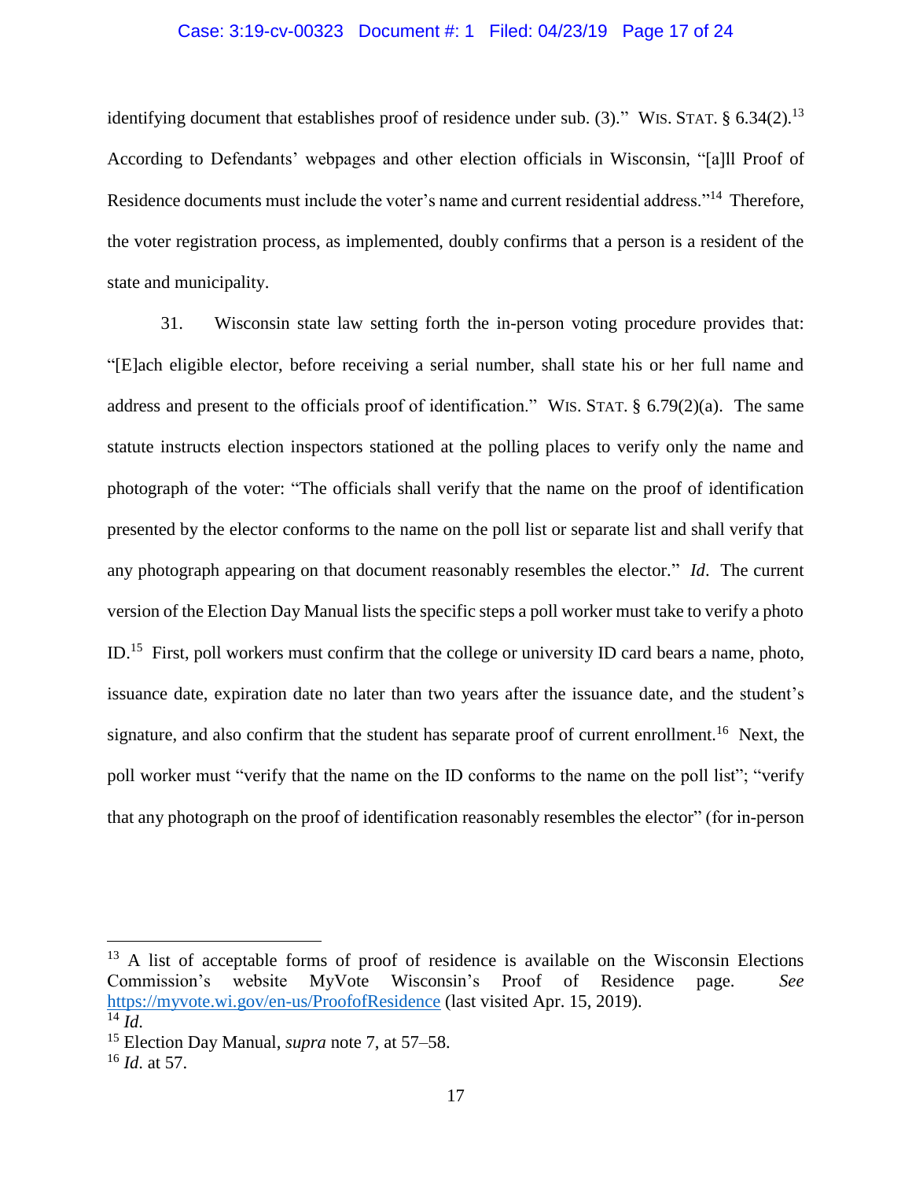identifying document that establishes proof of residence under sub. (3)." WIS. STAT. § 6.34(2).[13] According to Defendants' webpages and other election officials in Wisconsin, "[a]ll Proof of Residence documents must include the voter's name and current residential address."[14] Therefore, the voter registration process, as implemented, doubly confirms that a person is a resident of the state and municipality.

31. Wisconsin state law setting forth the in-person voting procedure provides that: "[E]ach eligible elector, before receiving a serial number, shall state his or her full name and address and present to the officials proof of identification." WIS. STAT. § 6.79(2)(a). The same statute instructs election inspectors stationed at the polling places to verify only the name and photograph of the voter: "The officials shall verify that the name on the proof of identification presented by the elector conforms to the name on the poll list or separate list and shall verify that any photograph appearing on that document reasonably resembles the elector." *Id*. The current version of the Election Day Manual lists the specific steps a poll worker must take to verify a photo ID.[15] First, poll workers must confirm that the college or university ID card bears a name, photo, issuance date, expiration date no later than two years after the issuance date, and the student's signature, and also confirm that the student has separate proof of current enrollment.[16] Next, the poll worker must "verify that the name on the ID conforms to the name on the poll list"; "verify that any photograph on the proof of identification reasonably resembles the elector" (for in-person

---

[13] A list of acceptable forms of proof of residence is available on the Wisconsin Elections Commission's website MyVote Wisconsin's Proof of Residence page. *See* https://myvote.wi.gov/en-us/ProofofResidence (last visited Apr. 15, 2019).

[14] *Id*.

[15] Election Day Manual, *supra* note 7, at 57–58.

[16] *Id*. at 57.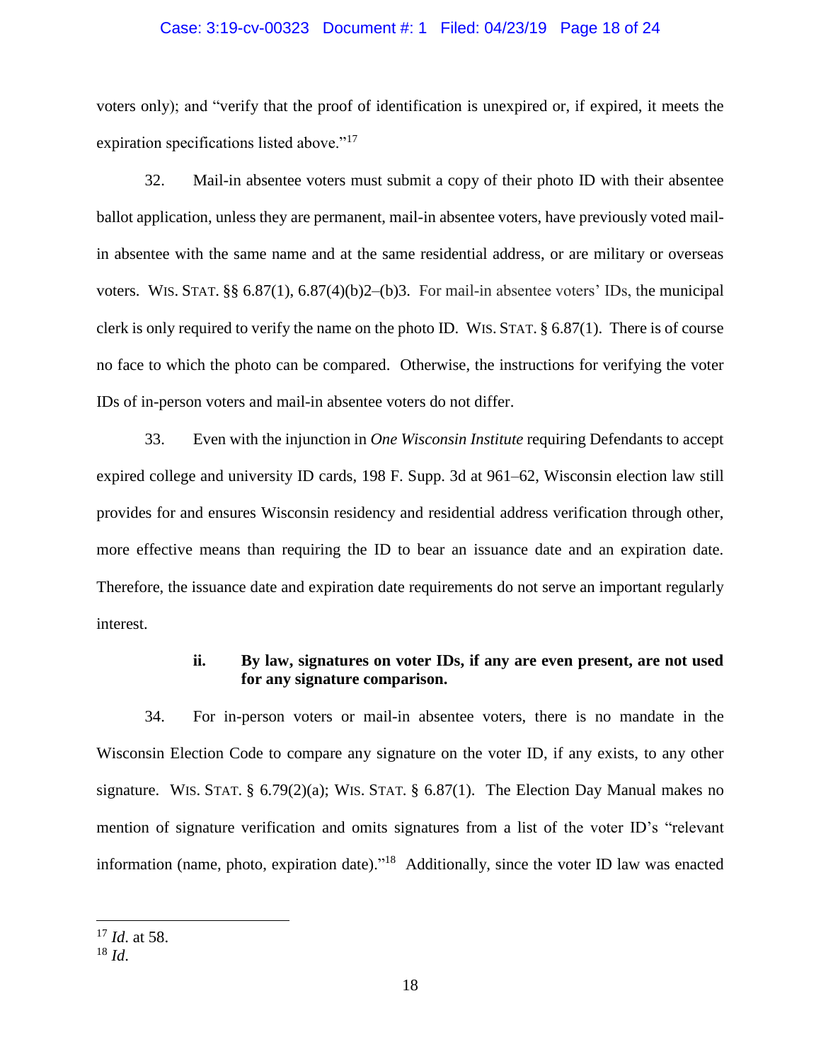voters only); and "verify that the proof of identification is unexpired or, if expired, it meets the expiration specifications listed above."[17]

32. Mail-in absentee voters must submit a copy of their photo ID with their absentee ballot application, unless they are permanent, mail-in absentee voters, have previously voted mail-in absentee with the same name and at the same residential address, or are military or overseas voters. WIS. STAT. §§ 6.87(1), 6.87(4)(b)2–(b)3. For mail-in absentee voters' IDs, the municipal clerk is only required to verify the name on the photo ID. WIS. STAT. § 6.87(1). There is of course no face to which the photo can be compared. Otherwise, the instructions for verifying the voter IDs of in-person voters and mail-in absentee voters do not differ.

33. Even with the injunction in *One Wisconsin Institute* requiring Defendants to accept expired college and university ID cards, 198 F. Supp. 3d at 961–62, Wisconsin election law still provides for and ensures Wisconsin residency and residential address verification through other, more effective means than requiring the ID to bear an issuance date and an expiration date. Therefore, the issuance date and expiration date requirements do not serve an important regularly interest.

**ii. By law, signatures on voter IDs, if any are even present, are not used for any signature comparison.**

34. For in-person voters or mail-in absentee voters, there is no mandate in the Wisconsin Election Code to compare any signature on the voter ID, if any exists, to any other signature. WIS. STAT. § 6.79(2)(a); WIS. STAT. § 6.87(1). The Election Day Manual makes no mention of signature verification and omits signatures from a list of the voter ID's "relevant information (name, photo, expiration date)."[18] Additionally, since the voter ID law was enacted

---

[17] *Id*. at 58.

[18] *Id*.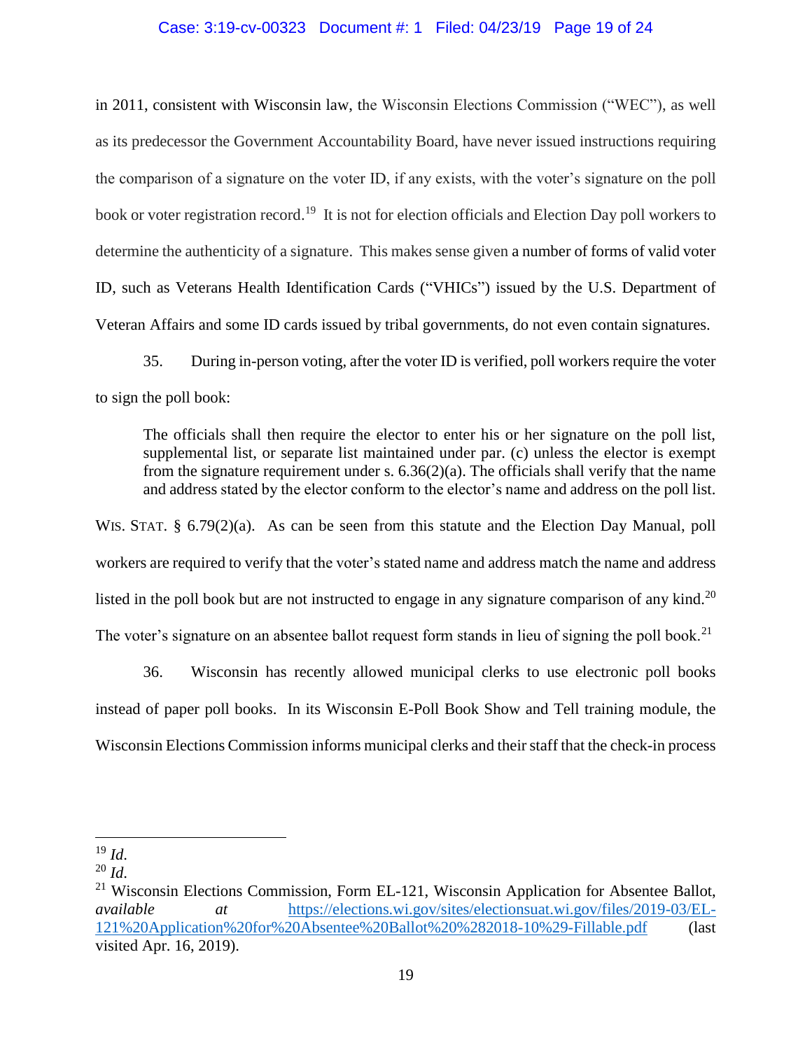in 2011, consistent with Wisconsin law, the Wisconsin Elections Commission ("WEC"), as well as its predecessor the Government Accountability Board, have never issued instructions requiring the comparison of a signature on the voter ID, if any exists, with the voter's signature on the poll book or voter registration record.[19] It is not for election officials and Election Day poll workers to determine the authenticity of a signature. This makes sense given a number of forms of valid voter ID, such as Veterans Health Identification Cards ("VHICs") issued by the U.S. Department of Veteran Affairs and some ID cards issued by tribal governments, do not even contain signatures.

35. During in-person voting, after the voter ID is verified, poll workers require the voter to sign the poll book:

> The officials shall then require the elector to enter his or her signature on the poll list, supplemental list, or separate list maintained under par. (c) unless the elector is exempt from the signature requirement under s. 6.36(2)(a). The officials shall verify that the name and address stated by the elector conform to the elector's name and address on the poll list.

WIS. STAT. § 6.79(2)(a). As can be seen from this statute and the Election Day Manual, poll workers are required to verify that the voter's stated name and address match the name and address listed in the poll book but are not instructed to engage in any signature comparison of any kind.[20] The voter's signature on an absentee ballot request form stands in lieu of signing the poll book.[21]

36. Wisconsin has recently allowed municipal clerks to use electronic poll books instead of paper poll books. In its Wisconsin E-Poll Book Show and Tell training module, the Wisconsin Elections Commission informs municipal clerks and their staff that the check-in process

---

[19] *Id.*

[20] *Id.*

[21] Wisconsin Elections Commission, Form EL-121, Wisconsin Application for Absentee Ballot, *available at* https://elections.wi.gov/sites/electionsuat.wi.gov/files/2019-03/EL-121%20Application%20for%20Absentee%20Ballot%20%282018-10%29-Fillable.pdf (last visited Apr. 16, 2019).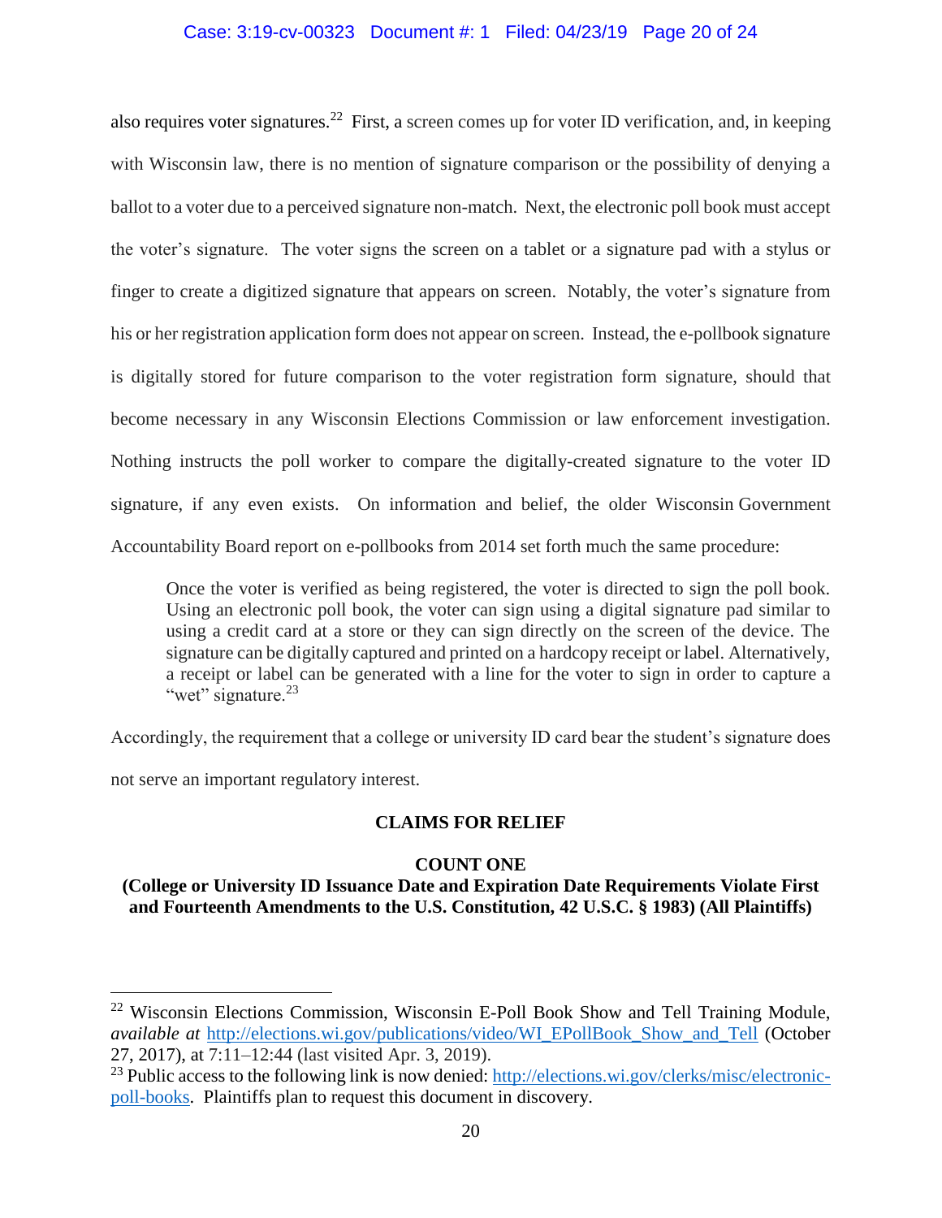also requires voter signatures.[22] First, a screen comes up for voter ID verification, and, in keeping with Wisconsin law, there is no mention of signature comparison or the possibility of denying a ballot to a voter due to a perceived signature non-match. Next, the electronic poll book must accept the voter's signature. The voter signs the screen on a tablet or a signature pad with a stylus or finger to create a digitized signature that appears on screen. Notably, the voter's signature from his or her registration application form does not appear on screen. Instead, the e-pollbook signature is digitally stored for future comparison to the voter registration form signature, should that become necessary in any Wisconsin Elections Commission or law enforcement investigation. Nothing instructs the poll worker to compare the digitally-created signature to the voter ID signature, if any even exists. On information and belief, the older Wisconsin Government Accountability Board report on e-pollbooks from 2014 set forth much the same procedure:

> Once the voter is verified as being registered, the voter is directed to sign the poll book. Using an electronic poll book, the voter can sign using a digital signature pad similar to using a credit card at a store or they can sign directly on the screen of the device. The signature can be digitally captured and printed on a hardcopy receipt or label. Alternatively, a receipt or label can be generated with a line for the voter to sign in order to capture a "wet" signature.[23]

Accordingly, the requirement that a college or university ID card bear the student's signature does not serve an important regulatory interest.

## CLAIMS FOR RELIEF

### COUNT ONE

**(College or University ID Issuance Date and Expiration Date Requirements Violate First and Fourteenth Amendments to the U.S. Constitution, 42 U.S.C. § 1983) (All Plaintiffs)**

---

[22] Wisconsin Elections Commission, Wisconsin E-Poll Book Show and Tell Training Module, *available at* http://elections.wi.gov/publications/video/WI_EPollBook_Show_and_Tell (October 27, 2017), at 7:11–12:44 (last visited Apr. 3, 2019).

[23] Public access to the following link is now denied: http://elections.wi.gov/clerks/misc/electronic-poll-books. Plaintiffs plan to request this document in discovery.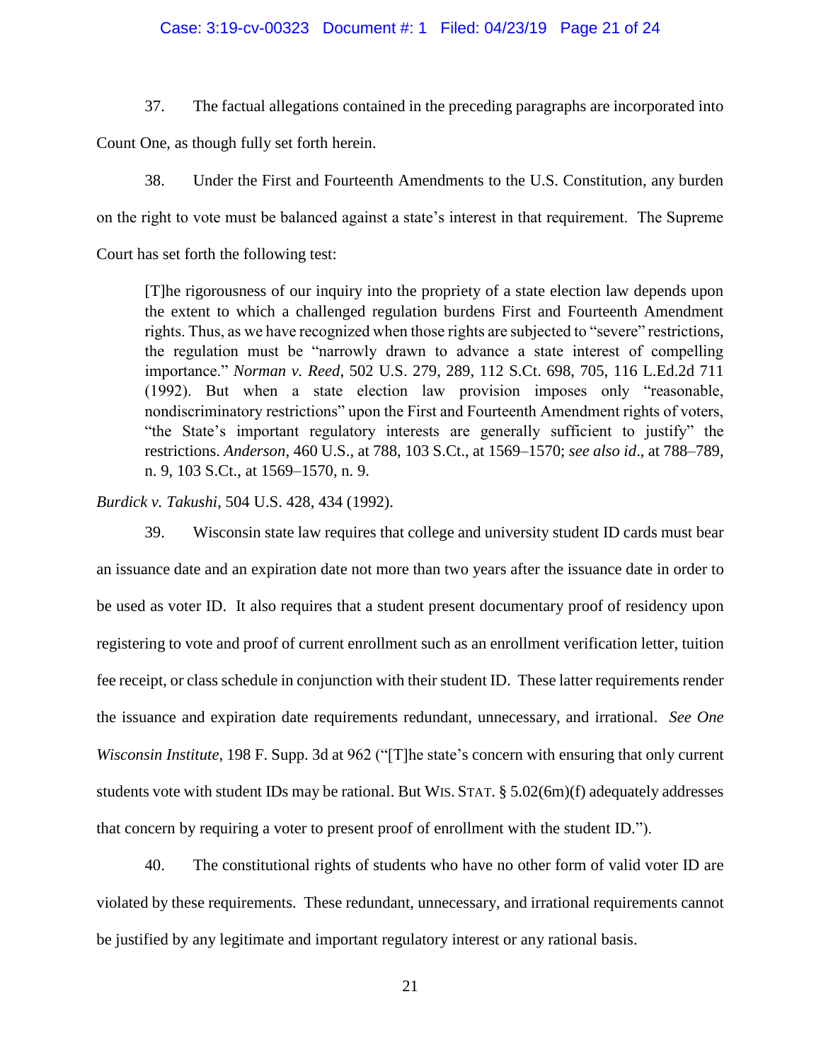37. The factual allegations contained in the preceding paragraphs are incorporated into Count One, as though fully set forth herein.

38. Under the First and Fourteenth Amendments to the U.S. Constitution, any burden on the right to vote must be balanced against a state's interest in that requirement. The Supreme Court has set forth the following test:

> [T]he rigorousness of our inquiry into the propriety of a state election law depends upon the extent to which a challenged regulation burdens First and Fourteenth Amendment rights. Thus, as we have recognized when those rights are subjected to "severe" restrictions, the regulation must be "narrowly drawn to advance a state interest of compelling importance." *Norman v. Reed*, 502 U.S. 279, 289, 112 S.Ct. 698, 705, 116 L.Ed.2d 711 (1992). But when a state election law provision imposes only "reasonable, nondiscriminatory restrictions" upon the First and Fourteenth Amendment rights of voters, "the State's important regulatory interests are generally sufficient to justify" the restrictions. *Anderson*, 460 U.S., at 788, 103 S.Ct., at 1569–1570; *see also id*., at 788–789, n. 9, 103 S.Ct., at 1569–1570, n. 9.

*Burdick v. Takushi*, 504 U.S. 428, 434 (1992).

39. Wisconsin state law requires that college and university student ID cards must bear an issuance date and an expiration date not more than two years after the issuance date in order to be used as voter ID. It also requires that a student present documentary proof of residency upon registering to vote and proof of current enrollment such as an enrollment verification letter, tuition fee receipt, or class schedule in conjunction with their student ID. These latter requirements render the issuance and expiration date requirements redundant, unnecessary, and irrational. *See One Wisconsin Institute*, 198 F. Supp. 3d at 962 ("[T]he state's concern with ensuring that only current students vote with student IDs may be rational. But WIS. STAT. § 5.02(6m)(f) adequately addresses that concern by requiring a voter to present proof of enrollment with the student ID.").

40. The constitutional rights of students who have no other form of valid voter ID are violated by these requirements. These redundant, unnecessary, and irrational requirements cannot be justified by any legitimate and important regulatory interest or any rational basis.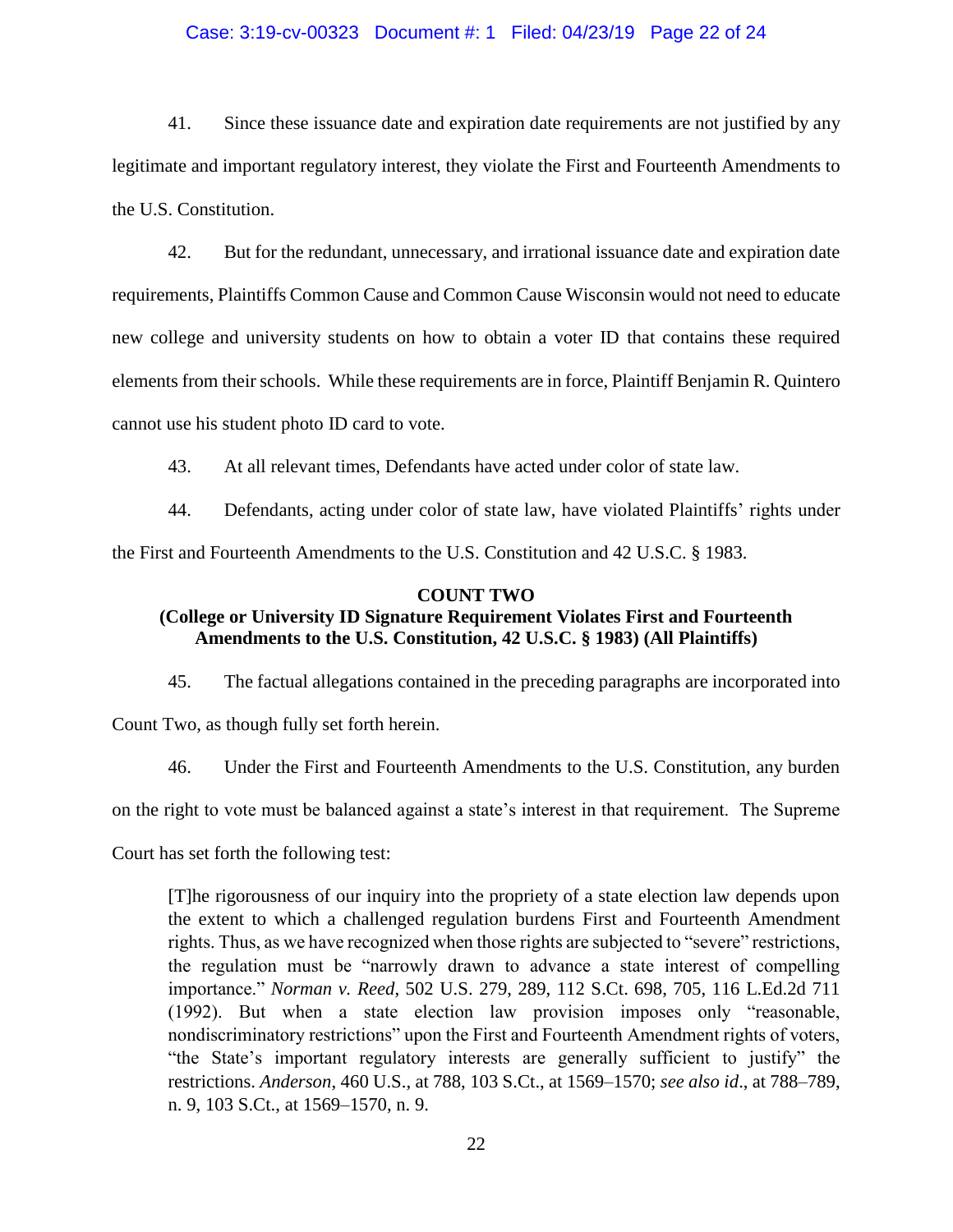41. Since these issuance date and expiration date requirements are not justified by any legitimate and important regulatory interest, they violate the First and Fourteenth Amendments to the U.S. Constitution.

42. But for the redundant, unnecessary, and irrational issuance date and expiration date requirements, Plaintiffs Common Cause and Common Cause Wisconsin would not need to educate new college and university students on how to obtain a voter ID that contains these required elements from their schools. While these requirements are in force, Plaintiff Benjamin R. Quintero cannot use his student photo ID card to vote.

43. At all relevant times, Defendants have acted under color of state law.

44. Defendants, acting under color of state law, have violated Plaintiffs' rights under the First and Fourteenth Amendments to the U.S. Constitution and 42 U.S.C. § 1983.

**COUNT TWO**
**(College or University ID Signature Requirement Violates First and Fourteenth Amendments to the U.S. Constitution, 42 U.S.C. § 1983) (All Plaintiffs)**

45. The factual allegations contained in the preceding paragraphs are incorporated into Count Two, as though fully set forth herein.

46. Under the First and Fourteenth Amendments to the U.S. Constitution, any burden on the right to vote must be balanced against a state's interest in that requirement. The Supreme Court has set forth the following test:

> [T]he rigorousness of our inquiry into the propriety of a state election law depends upon the extent to which a challenged regulation burdens First and Fourteenth Amendment rights. Thus, as we have recognized when those rights are subjected to "severe" restrictions, the regulation must be "narrowly drawn to advance a state interest of compelling importance." *Norman v. Reed*, 502 U.S. 279, 289, 112 S.Ct. 698, 705, 116 L.Ed.2d 711 (1992). But when a state election law provision imposes only "reasonable, nondiscriminatory restrictions" upon the First and Fourteenth Amendment rights of voters, "the State's important regulatory interests are generally sufficient to justify" the restrictions. *Anderson*, 460 U.S., at 788, 103 S.Ct., at 1569–1570; *see also id*., at 788–789, n. 9, 103 S.Ct., at 1569–1570, n. 9.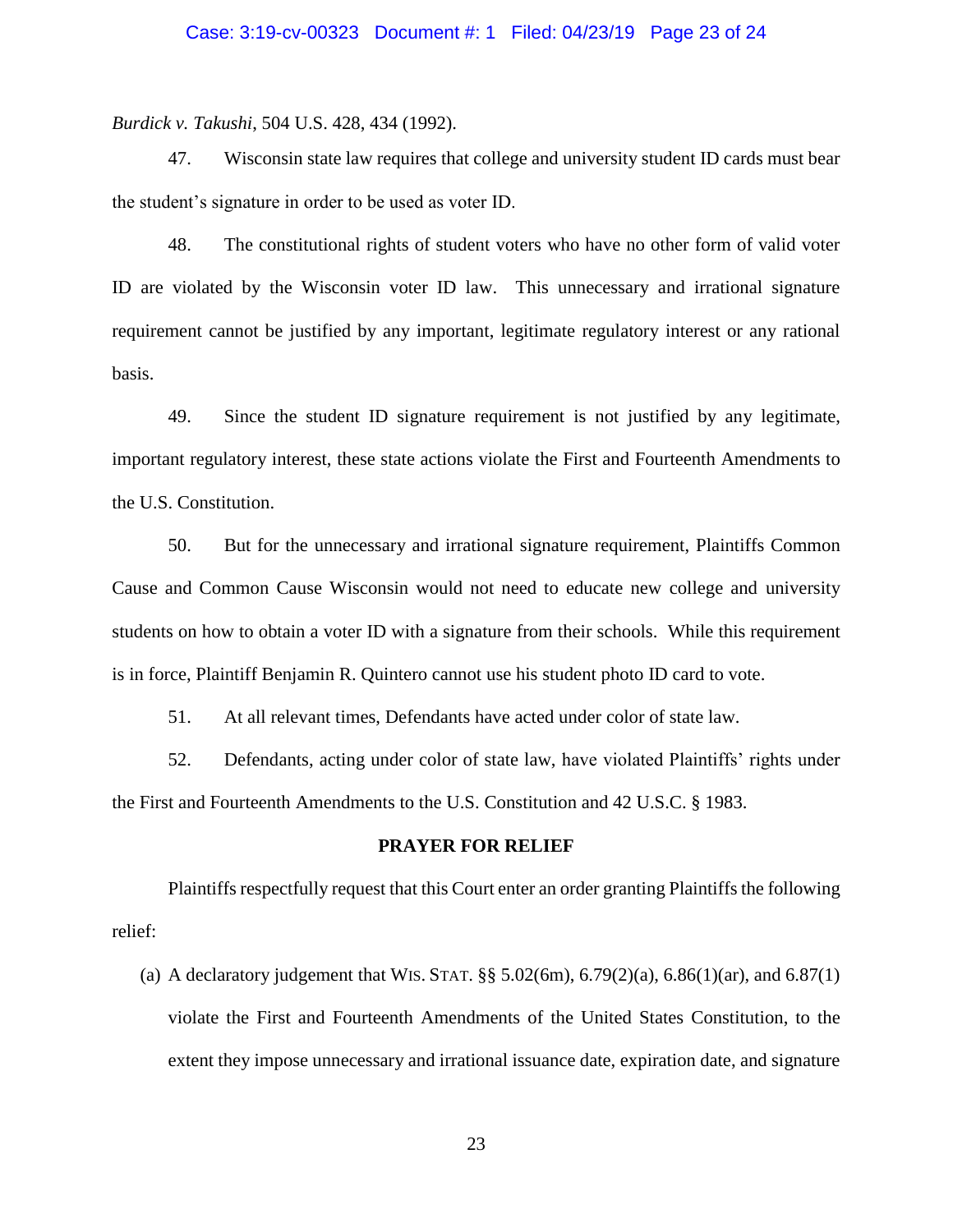*Burdick v. Takushi*, 504 U.S. 428, 434 (1992).

47. Wisconsin state law requires that college and university student ID cards must bear the student's signature in order to be used as voter ID.

48. The constitutional rights of student voters who have no other form of valid voter ID are violated by the Wisconsin voter ID law. This unnecessary and irrational signature requirement cannot be justified by any important, legitimate regulatory interest or any rational basis.

49. Since the student ID signature requirement is not justified by any legitimate, important regulatory interest, these state actions violate the First and Fourteenth Amendments to the U.S. Constitution.

50. But for the unnecessary and irrational signature requirement, Plaintiffs Common Cause and Common Cause Wisconsin would not need to educate new college and university students on how to obtain a voter ID with a signature from their schools. While this requirement is in force, Plaintiff Benjamin R. Quintero cannot use his student photo ID card to vote.

51. At all relevant times, Defendants have acted under color of state law.

52. Defendants, acting under color of state law, have violated Plaintiffs' rights under the First and Fourteenth Amendments to the U.S. Constitution and 42 U.S.C. § 1983.

**PRAYER FOR RELIEF**

Plaintiffs respectfully request that this Court enter an order granting Plaintiffs the following relief:

(a) A declaratory judgement that WIS. STAT. §§ 5.02(6m), 6.79(2)(a), 6.86(1)(ar), and 6.87(1) violate the First and Fourteenth Amendments of the United States Constitution, to the extent they impose unnecessary and irrational issuance date, expiration date, and signature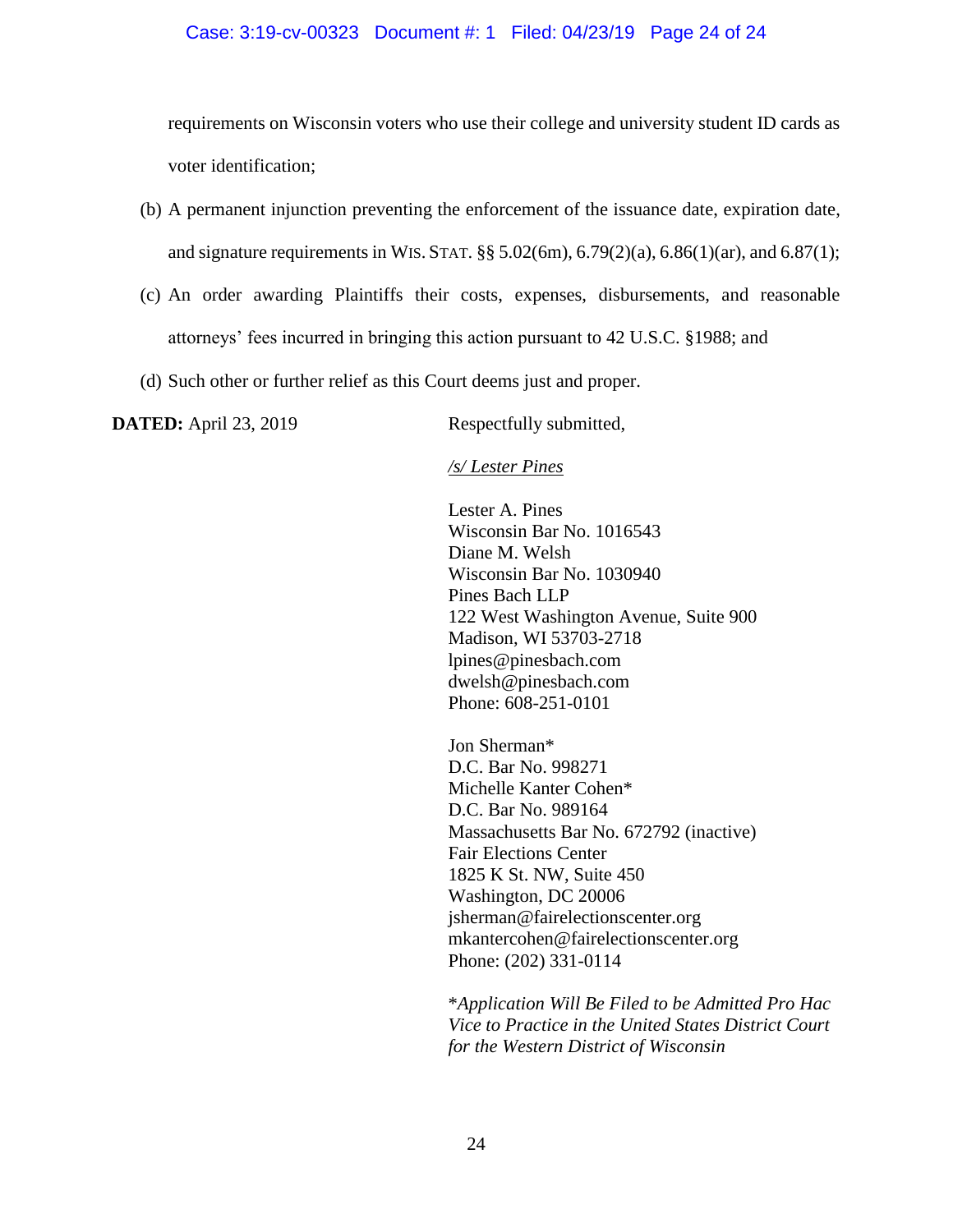requirements on Wisconsin voters who use their college and university student ID cards as voter identification;

(b) A permanent injunction preventing the enforcement of the issuance date, expiration date, and signature requirements in WIS. STAT. §§ 5.02(6m), 6.79(2)(a), 6.86(1)(ar), and 6.87(1);

(c) An order awarding Plaintiffs their costs, expenses, disbursements, and reasonable attorneys' fees incurred in bringing this action pursuant to 42 U.S.C. §1988; and

(d) Such other or further relief as this Court deems just and proper.

**DATED:** April 23, 2019

Respectfully submitted,

*/s/ Lester Pines*

Lester A. Pines  
Wisconsin Bar No. 1016543  
Diane M. Welsh  
Wisconsin Bar No. 1030940  
Pines Bach LLP  
122 West Washington Avenue, Suite 900  
Madison, WI 53703-2718  
lpines@pinesbach.com  
dwelsh@pinesbach.com  
Phone: 608-251-0101

Jon Sherman*  
D.C. Bar No. 998271  
Michelle Kanter Cohen*  
D.C. Bar No. 989164  
Massachusetts Bar No. 672792 (inactive)  
Fair Elections Center  
1825 K St. NW, Suite 450  
Washington, DC 20006  
jsherman@fairelectionscenter.org  
mkantercohen@fairelectionscenter.org  
Phone: (202) 331-0114

**Application Will Be Filed to be Admitted Pro Hac Vice to Practice in the United States District Court for the Western District of Wisconsin*